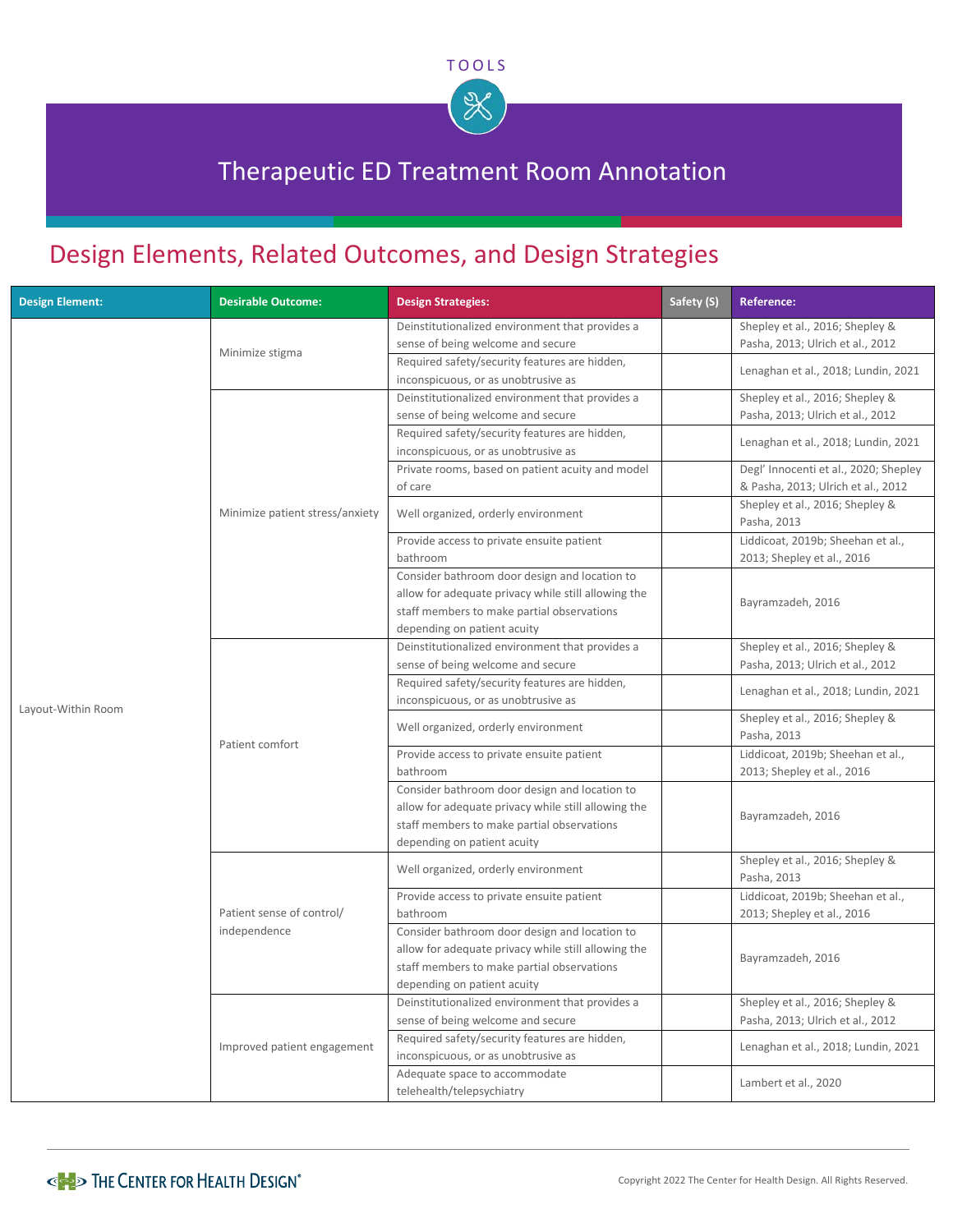TOOLS

# Therapeutic ED Treatment Room Annotation

## Design Elements, Related Outcomes, and Design Strategies

| Design Element: | Desirable Outcome: | Design Strategies: | Safety (S) | Reference: |
|---|---|---|---|---|
| Layout-Within Room | Minimize stigma | Deinstitutionalized environment that provides a sense of being welcome and secure | | Shepley et al., 2016; Shepley & Pasha, 2013; Ulrich et al., 2012 |
| | | Required safety/security features are hidden, inconspicuous, or as unobtrusive as | | Lenaghan et al., 2018; Lundin, 2021 |
| | Minimize patient stress/anxiety | Deinstitutionalized environment that provides a sense of being welcome and secure | | Shepley et al., 2016; Shepley & Pasha, 2013; Ulrich et al., 2012 |
| | | Required safety/security features are hidden, inconspicuous, or as unobtrusive as | | Lenaghan et al., 2018; Lundin, 2021 |
| | | Private rooms, based on patient acuity and model of care | | Degl' Innocenti et al., 2020; Shepley & Pasha, 2013; Ulrich et al., 2012 |
| | | Well organized, orderly environment | | Shepley et al., 2016; Shepley & Pasha, 2013 |
| | | Provide access to private ensuite patient bathroom | | Liddicoat, 2019b; Sheehan et al., 2013; Shepley et al., 2016 |
| | | Consider bathroom door design and location to allow for adequate privacy while still allowing the staff members to make partial observations depending on patient acuity | | Bayramzadeh, 2016 |
| | Patient comfort | Deinstitutionalized environment that provides a sense of being welcome and secure | | Shepley et al., 2016; Shepley & Pasha, 2013; Ulrich et al., 2012 |
| | | Required safety/security features are hidden, inconspicuous, or as unobtrusive as | | Lenaghan et al., 2018; Lundin, 2021 |
| | | Well organized, orderly environment | | Shepley et al., 2016; Shepley & Pasha, 2013 |
| | | Provide access to private ensuite patient bathroom | | Liddicoat, 2019b; Sheehan et al., 2013; Shepley et al., 2016 |
| | | Consider bathroom door design and location to allow for adequate privacy while still allowing the staff members to make partial observations depending on patient acuity | | Bayramzadeh, 2016 |
| | Patient sense of control/ independence | Well organized, orderly environment | | Shepley et al., 2016; Shepley & Pasha, 2013 |
| | | Provide access to private ensuite patient bathroom | | Liddicoat, 2019b; Sheehan et al., 2013; Shepley et al., 2016 |
| | | Consider bathroom door design and location to allow for adequate privacy while still allowing the staff members to make partial observations depending on patient acuity | | Bayramzadeh, 2016 |
| | Improved patient engagement | Deinstitutionalized environment that provides a sense of being welcome and secure | | Shepley et al., 2016; Shepley & Pasha, 2013; Ulrich et al., 2012 |
| | | Required safety/security features are hidden, inconspicuous, or as unobtrusive as | | Lenaghan et al., 2018; Lundin, 2021 |
| | | Adequate space to accommodate telehealth/telepsychiatry | | Lambert et al., 2020 |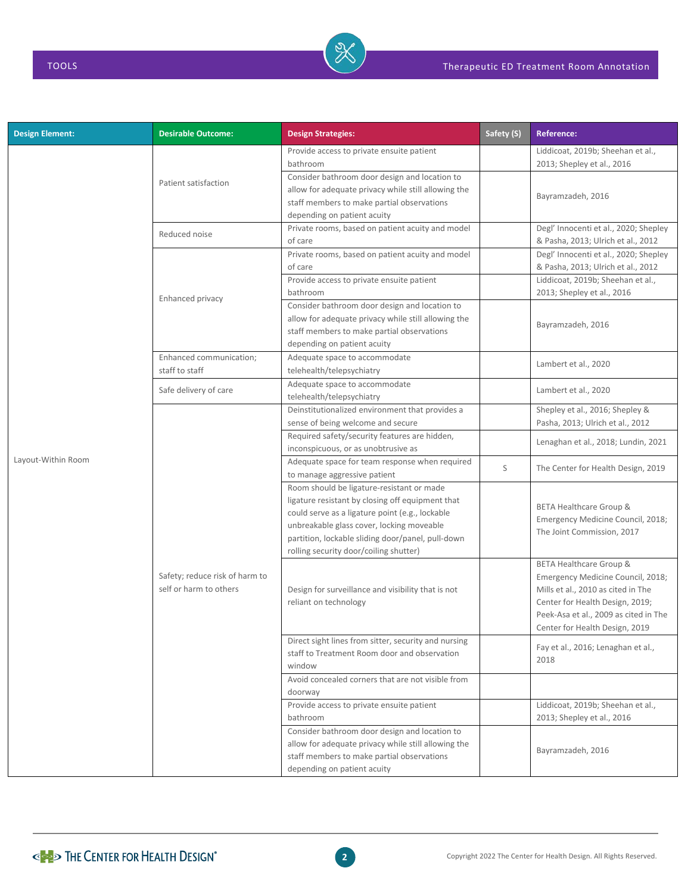| Design Element: | Desirable Outcome: | Design Strategies: | Safety (S) | Reference: |
|---|---|---|---|---|
| Layout-Within Room | Patient satisfaction | Provide access to private ensuite patient bathroom | | Liddicoat, 2019b; Sheehan et al., 2013; Shepley et al., 2016 |
| | | Consider bathroom door design and location to allow for adequate privacy while still allowing the staff members to make partial observations depending on patient acuity | | Bayramzadeh, 2016 |
| | Reduced noise | Private rooms, based on patient acuity and model of care | | Degl' Innocenti et al., 2020; Shepley & Pasha, 2013; Ulrich et al., 2012 |
| | Enhanced privacy | Private rooms, based on patient acuity and model of care | | Degl' Innocenti et al., 2020; Shepley & Pasha, 2013; Ulrich et al., 2012 |
| | | Provide access to private ensuite patient bathroom | | Liddicoat, 2019b; Sheehan et al., 2013; Shepley et al., 2016 |
| | | Consider bathroom door design and location to allow for adequate privacy while still allowing the staff members to make partial observations depending on patient acuity | | Bayramzadeh, 2016 |
| | Enhanced communication; staff to staff | Adequate space to accommodate telehealth/telepsychiatry | | Lambert et al., 2020 |
| | Safe delivery of care | Adequate space to accommodate telehealth/telepsychiatry | | Lambert et al., 2020 |
| | Safety; reduce risk of harm to self or harm to others | Deinstitutionalized environment that provides a sense of being welcome and secure | | Shepley et al., 2016; Shepley & Pasha, 2013; Ulrich et al., 2012 |
| | | Required safety/security features are hidden, inconspicuous, or as unobtrusive as | | Lenaghan et al., 2018; Lundin, 2021 |
| | | Adequate space for team response when required to manage aggressive patient | S | The Center for Health Design, 2019 |
| | | Room should be ligature-resistant or made ligature resistant by closing off equipment that could serve as a ligature point (e.g., lockable unbreakable glass cover, locking moveable partition, lockable sliding door/panel, pull-down rolling security door/coiling shutter) | | BETA Healthcare Group & Emergency Medicine Council, 2018; The Joint Commission, 2017 |
| | | Design for surveillance and visibility that is not reliant on technology | | BETA Healthcare Group & Emergency Medicine Council, 2018; Mills et al., 2010 as cited in The Center for Health Design, 2019; Peek-Asa et al., 2009 as cited in The Center for Health Design, 2019 |
| | | Direct sight lines from sitter, security and nursing staff to Treatment Room door and observation window | | Fay et al., 2016; Lenaghan et al., 2018 |
| | | Avoid concealed corners that are not visible from doorway | | |
| | | Provide access to private ensuite patient bathroom | | Liddicoat, 2019b; Sheehan et al., 2013; Shepley et al., 2016 |
| | | Consider bathroom door design and location to allow for adequate privacy while still allowing the staff members to make partial observations depending on patient acuity | | Bayramzadeh, 2016 |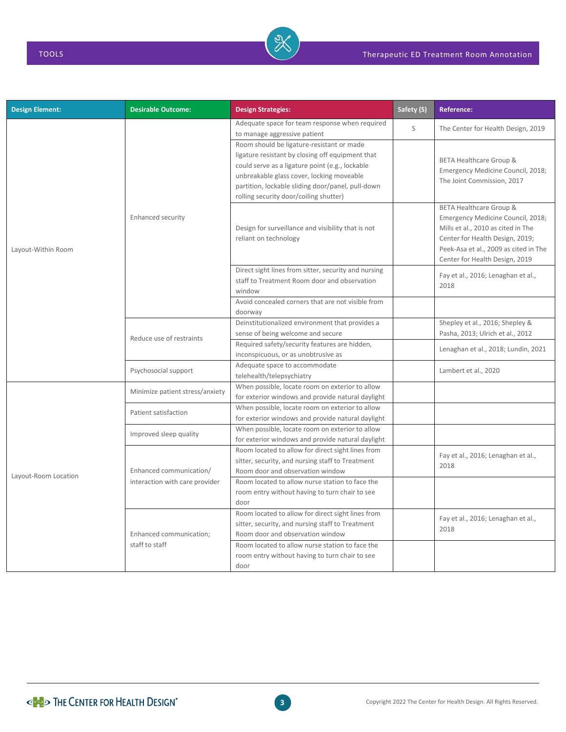| Design Element: | Desirable Outcome: | Design Strategies: | Safety (S) | Reference: |
|---|---|---|---|---|
| Layout-Within Room | Enhanced security | Adequate space for team response when required to manage aggressive patient | S | The Center for Health Design, 2019 |
| | | Room should be ligature-resistant or made ligature resistant by closing off equipment that could serve as a ligature point (e.g., lockable unbreakable glass cover, locking moveable partition, lockable sliding door/panel, pull-down rolling security door/coiling shutter) | | BETA Healthcare Group & Emergency Medicine Council, 2018; The Joint Commission, 2017 |
| | | Design for surveillance and visibility that is not reliant on technology | | BETA Healthcare Group & Emergency Medicine Council, 2018; Mills et al., 2010 as cited in The Center for Health Design, 2019; Peek-Asa et al., 2009 as cited in The Center for Health Design, 2019 |
| | | Direct sight lines from sitter, security and nursing staff to Treatment Room door and observation window | | Fay et al., 2016; Lenaghan et al., 2018 |
| | | Avoid concealed corners that are not visible from doorway | | |
| | Reduce use of restraints | Deinstitutionalized environment that provides a sense of being welcome and secure | | Shepley et al., 2016; Shepley & Pasha, 2013; Ulrich et al., 2012 |
| | | Required safety/security features are hidden, inconspicuous, or as unobtrusive as | | Lenaghan et al., 2018; Lundin, 2021 |
| | Psychosocial support | Adequate space to accommodate telehealth/telepsychiatry | | Lambert et al., 2020 |
| Layout-Room Location | Minimize patient stress/anxiety | When possible, locate room on exterior to allow for exterior windows and provide natural daylight | | |
| | Patient satisfaction | When possible, locate room on exterior to allow for exterior windows and provide natural daylight | | |
| | Improved sleep quality | When possible, locate room on exterior to allow for exterior windows and provide natural daylight | | |
| | Enhanced communication/ interaction with care provider | Room located to allow for direct sight lines from sitter, security, and nursing staff to Treatment Room door and observation window | | Fay et al., 2016; Lenaghan et al., 2018 |
| | | Room located to allow nurse station to face the room entry without having to turn chair to see door | | |
| | Enhanced communication; staff to staff | Room located to allow for direct sight lines from sitter, security, and nursing staff to Treatment Room door and observation window | | Fay et al., 2016; Lenaghan et al., 2018 |
| | | Room located to allow nurse station to face the room entry without having to turn chair to see door | | |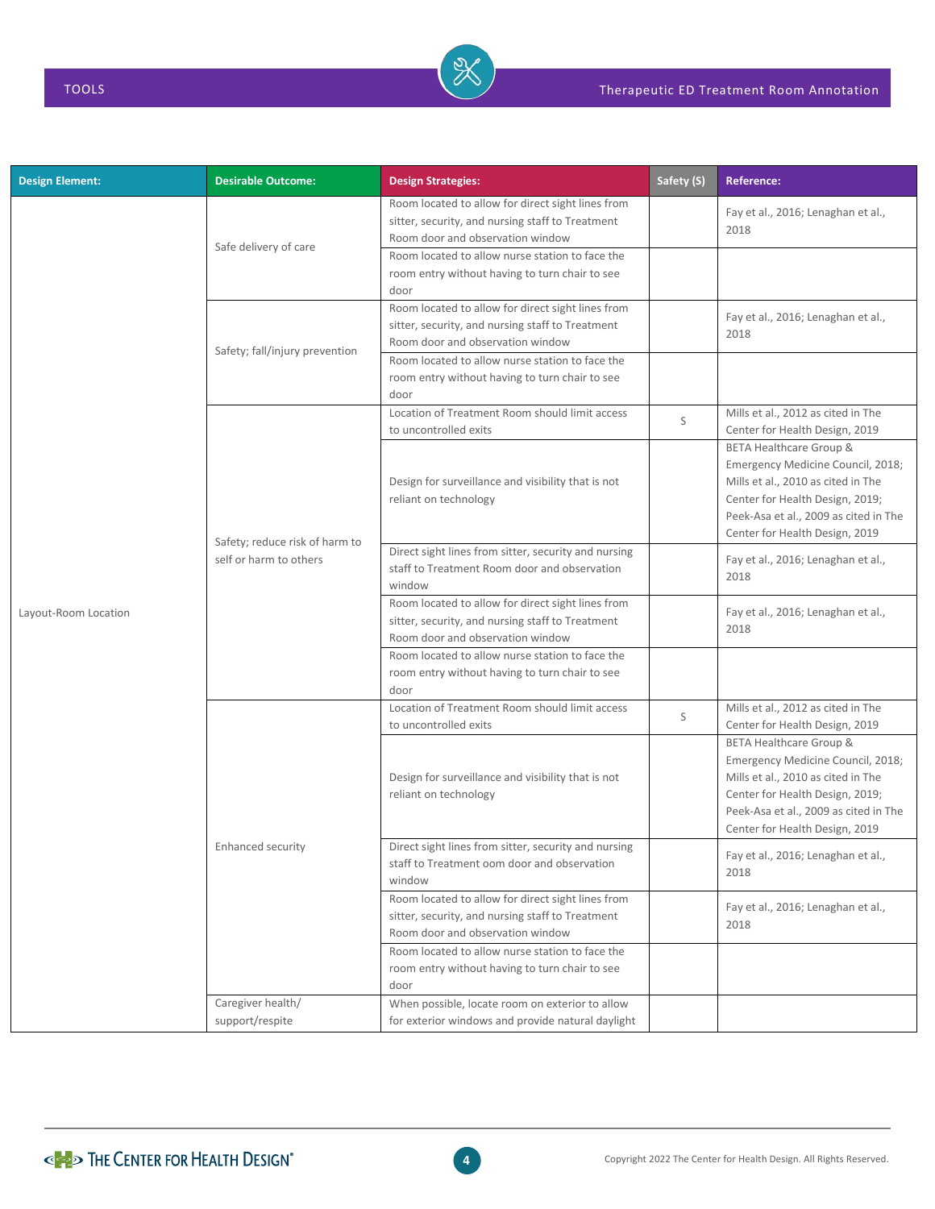| Design Element: | Desirable Outcome: | Design Strategies: | Safety (S) | Reference: |
|---|---|---|---|---|
| Layout-Room Location | Safe delivery of care | Room located to allow for direct sight lines from sitter, security, and nursing staff to Treatment Room door and observation window | | Fay et al., 2016; Lenaghan et al., 2018 |
| | | Room located to allow nurse station to face the room entry without having to turn chair to see door | | |
| | Safety; fall/injury prevention | Room located to allow for direct sight lines from sitter, security, and nursing staff to Treatment Room door and observation window | | Fay et al., 2016; Lenaghan et al., 2018 |
| | | Room located to allow nurse station to face the room entry without having to turn chair to see door | | |
| | Safety; reduce risk of harm to self or harm to others | Location of Treatment Room should limit access to uncontrolled exits | S | Mills et al., 2012 as cited in The Center for Health Design, 2019 |
| | | Design for surveillance and visibility that is not reliant on technology | | BETA Healthcare Group & Emergency Medicine Council, 2018; Mills et al., 2010 as cited in The Center for Health Design, 2019; Peek-Asa et al., 2009 as cited in The Center for Health Design, 2019 |
| | | Direct sight lines from sitter, security and nursing staff to Treatment Room door and observation window | | Fay et al., 2016; Lenaghan et al., 2018 |
| | | Room located to allow for direct sight lines from sitter, security, and nursing staff to Treatment Room door and observation window | | Fay et al., 2016; Lenaghan et al., 2018 |
| | | Room located to allow nurse station to face the room entry without having to turn chair to see door | | |
| | Enhanced security | Location of Treatment Room should limit access to uncontrolled exits | S | Mills et al., 2012 as cited in The Center for Health Design, 2019 |
| | | Design for surveillance and visibility that is not reliant on technology | | BETA Healthcare Group & Emergency Medicine Council, 2018; Mills et al., 2010 as cited in The Center for Health Design, 2019; Peek-Asa et al., 2009 as cited in The Center for Health Design, 2019 |
| | | Direct sight lines from sitter, security and nursing staff to Treatment oom door and observation window | | Fay et al., 2016; Lenaghan et al., 2018 |
| | | Room located to allow for direct sight lines from sitter, security, and nursing staff to Treatment Room door and observation window | | Fay et al., 2016; Lenaghan et al., 2018 |
| | | Room located to allow nurse station to face the room entry without having to turn chair to see door | | |
| | Caregiver health/ support/respite | When possible, locate room on exterior to allow for exterior windows and provide natural daylight | | |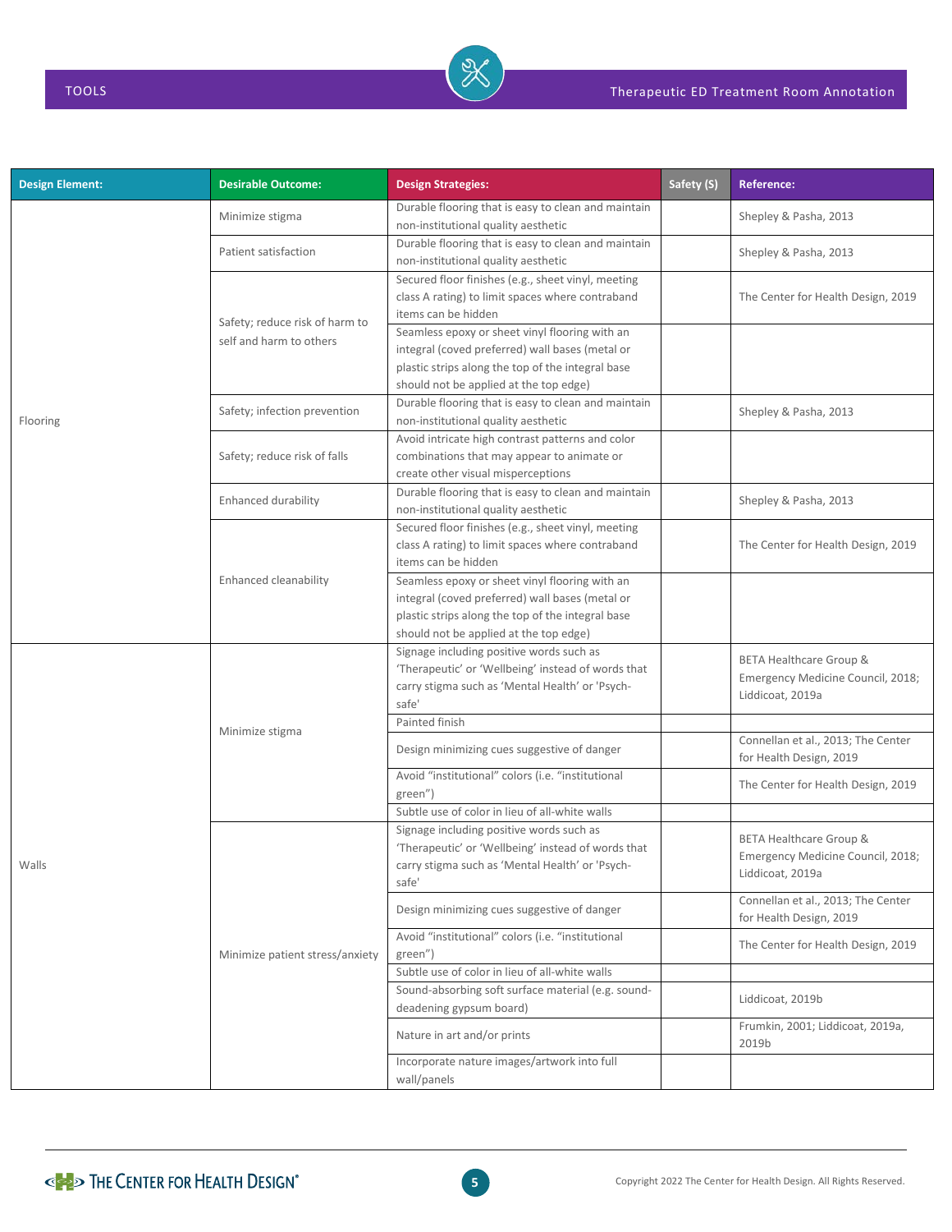| Design Element: | Desirable Outcome: | Design Strategies: | Safety (S) | Reference: |
|---|---|---|---|---|
| Flooring | Minimize stigma | Durable flooring that is easy to clean and maintain non-institutional quality aesthetic | | Shepley & Pasha, 2013 |
| | Patient satisfaction | Durable flooring that is easy to clean and maintain non-institutional quality aesthetic | | Shepley & Pasha, 2013 |
| | Safety; reduce risk of harm to self and harm to others | Secured floor finishes (e.g., sheet vinyl, meeting class A rating) to limit spaces where contraband items can be hidden | | The Center for Health Design, 2019 |
| | | Seamless epoxy or sheet vinyl flooring with an integral (coved preferred) wall bases (metal or plastic strips along the top of the integral base should not be applied at the top edge) | | |
| | Safety; infection prevention | Durable flooring that is easy to clean and maintain non-institutional quality aesthetic | | Shepley & Pasha, 2013 |
| | Safety; reduce risk of falls | Avoid intricate high contrast patterns and color combinations that may appear to animate or create other visual misperceptions | | |
| | Enhanced durability | Durable flooring that is easy to clean and maintain non-institutional quality aesthetic | | Shepley & Pasha, 2013 |
| | Enhanced cleanability | Secured floor finishes (e.g., sheet vinyl, meeting class A rating) to limit spaces where contraband items can be hidden | | The Center for Health Design, 2019 |
| | | Seamless epoxy or sheet vinyl flooring with an integral (coved preferred) wall bases (metal or plastic strips along the top of the integral base should not be applied at the top edge) | | |
| Walls | Minimize stigma | Signage including positive words such as 'Therapeutic' or 'Wellbeing' instead of words that carry stigma such as 'Mental Health' or 'Psych-safe' | | BETA Healthcare Group & Emergency Medicine Council, 2018; Liddicoat, 2019a |
| | | Painted finish | | |
| | | Design minimizing cues suggestive of danger | | Connellan et al., 2013; The Center for Health Design, 2019 |
| | | Avoid "institutional" colors (i.e. "institutional green") | | The Center for Health Design, 2019 |
| | | Subtle use of color in lieu of all-white walls | | |
| | Minimize patient stress/anxiety | Signage including positive words such as 'Therapeutic' or 'Wellbeing' instead of words that carry stigma such as 'Mental Health' or 'Psych-safe' | | BETA Healthcare Group & Emergency Medicine Council, 2018; Liddicoat, 2019a |
| | | Design minimizing cues suggestive of danger | | Connellan et al., 2013; The Center for Health Design, 2019 |
| | | Avoid "institutional" colors (i.e. "institutional green") | | The Center for Health Design, 2019 |
| | | Subtle use of color in lieu of all-white walls | | |
| | | Sound-absorbing soft surface material (e.g. sound-deadening gypsum board) | | Liddicoat, 2019b |
| | | Nature in art and/or prints | | Frumkin, 2001; Liddicoat, 2019a, 2019b |
| | | Incorporate nature images/artwork into full wall/panels | | |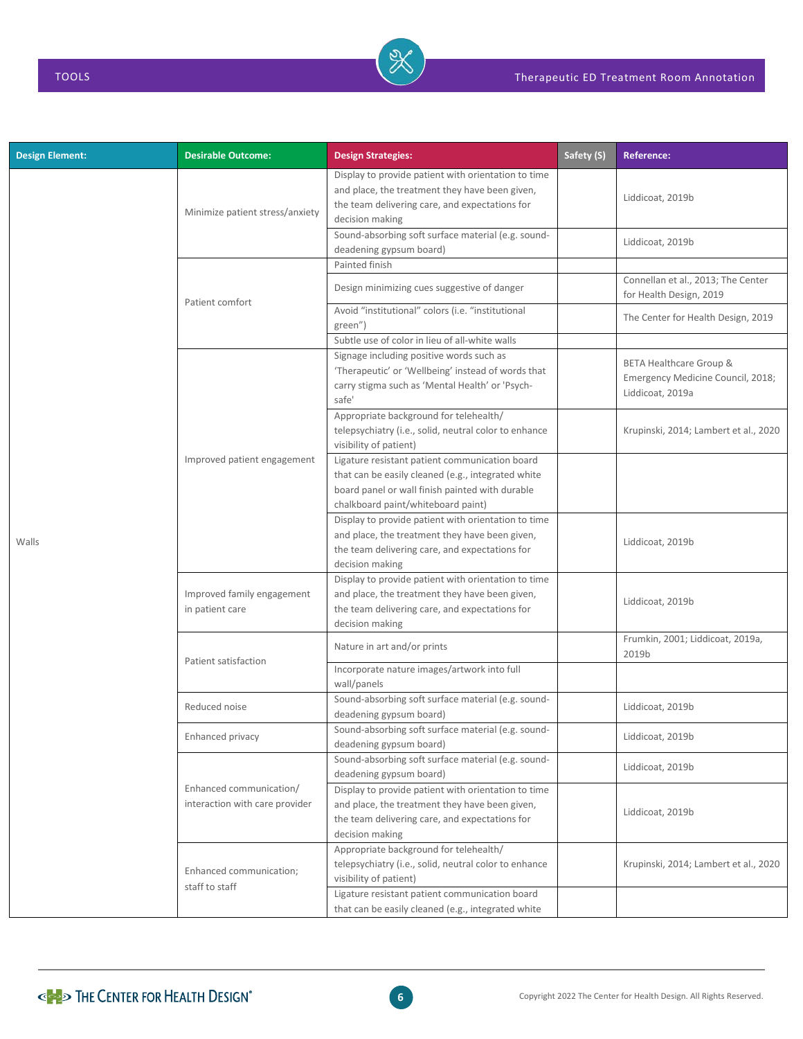| Design Element: | Desirable Outcome: | Design Strategies: | Safety (S) | Reference: |
|---|---|---|---|---|
| Walls | Minimize patient stress/anxiety | Display to provide patient with orientation to time and place, the treatment they have been given, the team delivering care, and expectations for decision making | | Liddicoat, 2019b |
| | | Sound-absorbing soft surface material (e.g. sound-deadening gypsum board) | | Liddicoat, 2019b |
| | Patient comfort | Painted finish | | |
| | | Design minimizing cues suggestive of danger | | Connellan et al., 2013; The Center for Health Design, 2019 |
| | | Avoid "institutional" colors (i.e. "institutional green") | | The Center for Health Design, 2019 |
| | | Subtle use of color in lieu of all-white walls | | |
| | Improved patient engagement | Signage including positive words such as 'Therapeutic' or 'Wellbeing' instead of words that carry stigma such as 'Mental Health' or 'Psych-safe' | | BETA Healthcare Group & Emergency Medicine Council, 2018; Liddicoat, 2019a |
| | | Appropriate background for telehealth/ telepsychiatry (i.e., solid, neutral color to enhance visibility of patient) | | Krupinski, 2014; Lambert et al., 2020 |
| | | Ligature resistant patient communication board that can be easily cleaned (e.g., integrated white board panel or wall finish painted with durable chalkboard paint/whiteboard paint) | | |
| | | Display to provide patient with orientation to time and place, the treatment they have been given, the team delivering care, and expectations for decision making | | Liddicoat, 2019b |
| | Improved family engagement in patient care | Display to provide patient with orientation to time and place, the treatment they have been given, the team delivering care, and expectations for decision making | | Liddicoat, 2019b |
| | Patient satisfaction | Nature in art and/or prints | | Frumkin, 2001; Liddicoat, 2019a, 2019b |
| | | Incorporate nature images/artwork into full wall/panels | | |
| | Reduced noise | Sound-absorbing soft surface material (e.g. sound-deadening gypsum board) | | Liddicoat, 2019b |
| | Enhanced privacy | Sound-absorbing soft surface material (e.g. sound-deadening gypsum board) | | Liddicoat, 2019b |
| | Enhanced communication/ interaction with care provider | Sound-absorbing soft surface material (e.g. sound-deadening gypsum board) | | Liddicoat, 2019b |
| | | Display to provide patient with orientation to time and place, the treatment they have been given, the team delivering care, and expectations for decision making | | Liddicoat, 2019b |
| | Enhanced communication; staff to staff | Appropriate background for telehealth/ telepsychiatry (i.e., solid, neutral color to enhance visibility of patient) | | Krupinski, 2014; Lambert et al., 2020 |
| | | Ligature resistant patient communication board that can be easily cleaned (e.g., integrated white | | |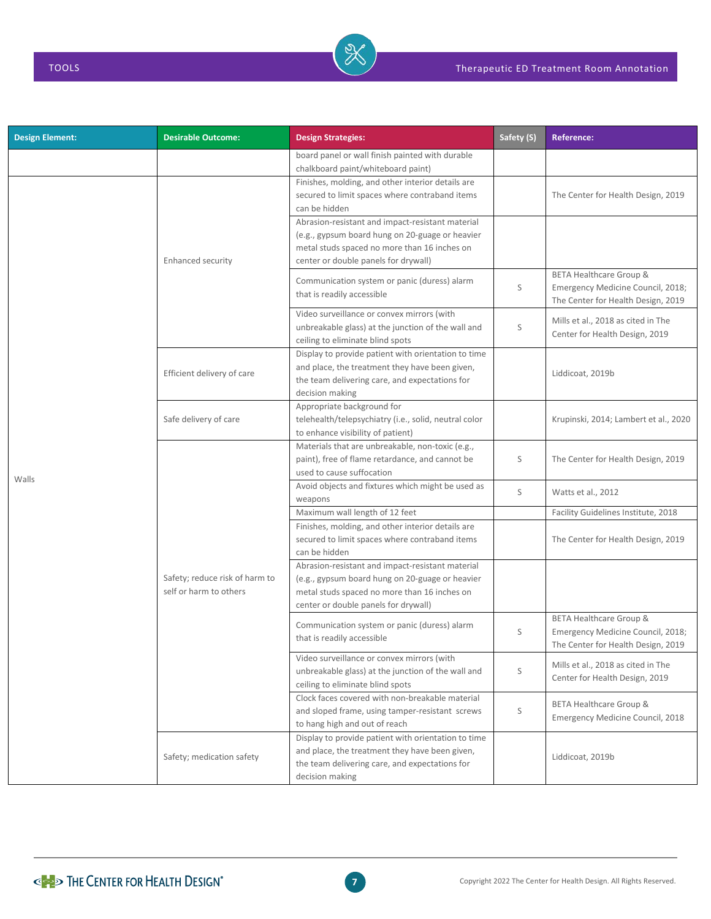| Design Element: | Desirable Outcome: | Design Strategies: | Safety (S) | Reference: |
|---|---|---|---|---|
| | | board panel or wall finish painted with durable chalkboard paint/whiteboard paint) | | |
| Walls | Enhanced security | Finishes, molding, and other interior details are secured to limit spaces where contraband items can be hidden | | The Center for Health Design, 2019 |
| | | Abrasion-resistant and impact-resistant material (e.g., gypsum board hung on 20-guage or heavier metal studs spaced no more than 16 inches on center or double panels for drywall) | | |
| | | Communication system or panic (duress) alarm that is readily accessible | S | BETA Healthcare Group & Emergency Medicine Council, 2018; The Center for Health Design, 2019 |
| | | Video surveillance or convex mirrors (with unbreakable glass) at the junction of the wall and ceiling to eliminate blind spots | S | Mills et al., 2018 as cited in The Center for Health Design, 2019 |
| | Efficient delivery of care | Display to provide patient with orientation to time and place, the treatment they have been given, the team delivering care, and expectations for decision making | | Liddicoat, 2019b |
| | Safe delivery of care | Appropriate background for telehealth/telepsychiatry (i.e., solid, neutral color to enhance visibility of patient) | | Krupinski, 2014; Lambert et al., 2020 |
| | Safety; reduce risk of harm to self or harm to others | Materials that are unbreakable, non-toxic (e.g., paint), free of flame retardance, and cannot be used to cause suffocation | S | The Center for Health Design, 2019 |
| | | Avoid objects and fixtures which might be used as weapons | S | Watts et al., 2012 |
| | | Maximum wall length of 12 feet | | Facility Guidelines Institute, 2018 |
| | | Finishes, molding, and other interior details are secured to limit spaces where contraband items can be hidden | | The Center for Health Design, 2019 |
| | | Abrasion-resistant and impact-resistant material (e.g., gypsum board hung on 20-guage or heavier metal studs spaced no more than 16 inches on center or double panels for drywall) | | |
| | | Communication system or panic (duress) alarm that is readily accessible | S | BETA Healthcare Group & Emergency Medicine Council, 2018; The Center for Health Design, 2019 |
| | | Video surveillance or convex mirrors (with unbreakable glass) at the junction of the wall and ceiling to eliminate blind spots | S | Mills et al., 2018 as cited in The Center for Health Design, 2019 |
| | | Clock faces covered with non-breakable material and sloped frame, using tamper-resistant screws to hang high and out of reach | S | BETA Healthcare Group & Emergency Medicine Council, 2018 |
| | Safety; medication safety | Display to provide patient with orientation to time and place, the treatment they have been given, the team delivering care, and expectations for decision making | | Liddicoat, 2019b |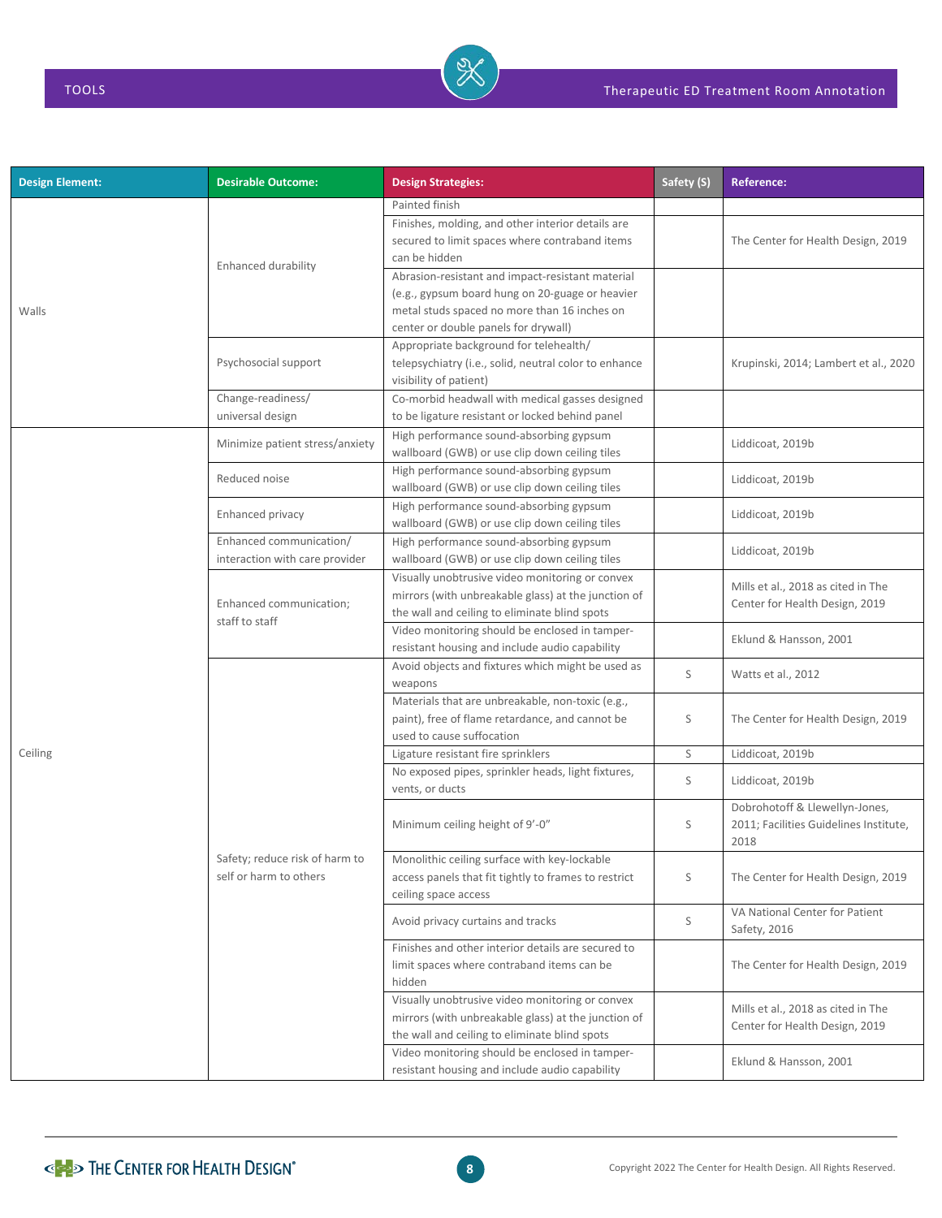| Design Element: | Desirable Outcome: | Design Strategies: | Safety (S) | Reference: |
|---|---|---|---|---|
| Walls | Enhanced durability | Painted finish | | |
| | | Finishes, molding, and other interior details are secured to limit spaces where contraband items can be hidden | | The Center for Health Design, 2019 |
| | | Abrasion-resistant and impact-resistant material (e.g., gypsum board hung on 20-guage or heavier metal studs spaced no more than 16 inches on center or double panels for drywall) | | |
| | Psychosocial support | Appropriate background for telehealth/ telepsychiatry (i.e., solid, neutral color to enhance visibility of patient) | | Krupinski, 2014; Lambert et al., 2020 |
| | Change-readiness/ universal design | Co-morbid headwall with medical gasses designed to be ligature resistant or locked behind panel | | |
| Ceiling | Minimize patient stress/anxiety | High performance sound-absorbing gypsum wallboard (GWB) or use clip down ceiling tiles | | Liddicoat, 2019b |
| | Reduced noise | High performance sound-absorbing gypsum wallboard (GWB) or use clip down ceiling tiles | | Liddicoat, 2019b |
| | Enhanced privacy | High performance sound-absorbing gypsum wallboard (GWB) or use clip down ceiling tiles | | Liddicoat, 2019b |
| | Enhanced communication/ interaction with care provider | High performance sound-absorbing gypsum wallboard (GWB) or use clip down ceiling tiles | | Liddicoat, 2019b |
| | Enhanced communication; staff to staff | Visually unobtrusive video monitoring or convex mirrors (with unbreakable glass) at the junction of the wall and ceiling to eliminate blind spots | | Mills et al., 2018 as cited in The Center for Health Design, 2019 |
| | | Video monitoring should be enclosed in tamper-resistant housing and include audio capability | | Eklund & Hansson, 2001 |
| | Safety; reduce risk of harm to self or harm to others | Avoid objects and fixtures which might be used as weapons | S | Watts et al., 2012 |
| | | Materials that are unbreakable, non-toxic (e.g., paint), free of flame retardance, and cannot be used to cause suffocation | S | The Center for Health Design, 2019 |
| | | Ligature resistant fire sprinklers | S | Liddicoat, 2019b |
| | | No exposed pipes, sprinkler heads, light fixtures, vents, or ducts | S | Liddicoat, 2019b |
| | | Minimum ceiling height of 9'-0" | S | Dobrohotoff & Llewellyn-Jones, 2011; Facilities Guidelines Institute, 2018 |
| | | Monolithic ceiling surface with key-lockable access panels that fit tightly to frames to restrict ceiling space access | S | The Center for Health Design, 2019 |
| | | Avoid privacy curtains and tracks | S | VA National Center for Patient Safety, 2016 |
| | | Finishes and other interior details are secured to limit spaces where contraband items can be hidden | | The Center for Health Design, 2019 |
| | | Visually unobtrusive video monitoring or convex mirrors (with unbreakable glass) at the junction of the wall and ceiling to eliminate blind spots | | Mills et al., 2018 as cited in The Center for Health Design, 2019 |
| | | Video monitoring should be enclosed in tamper-resistant housing and include audio capability | | Eklund & Hansson, 2001 |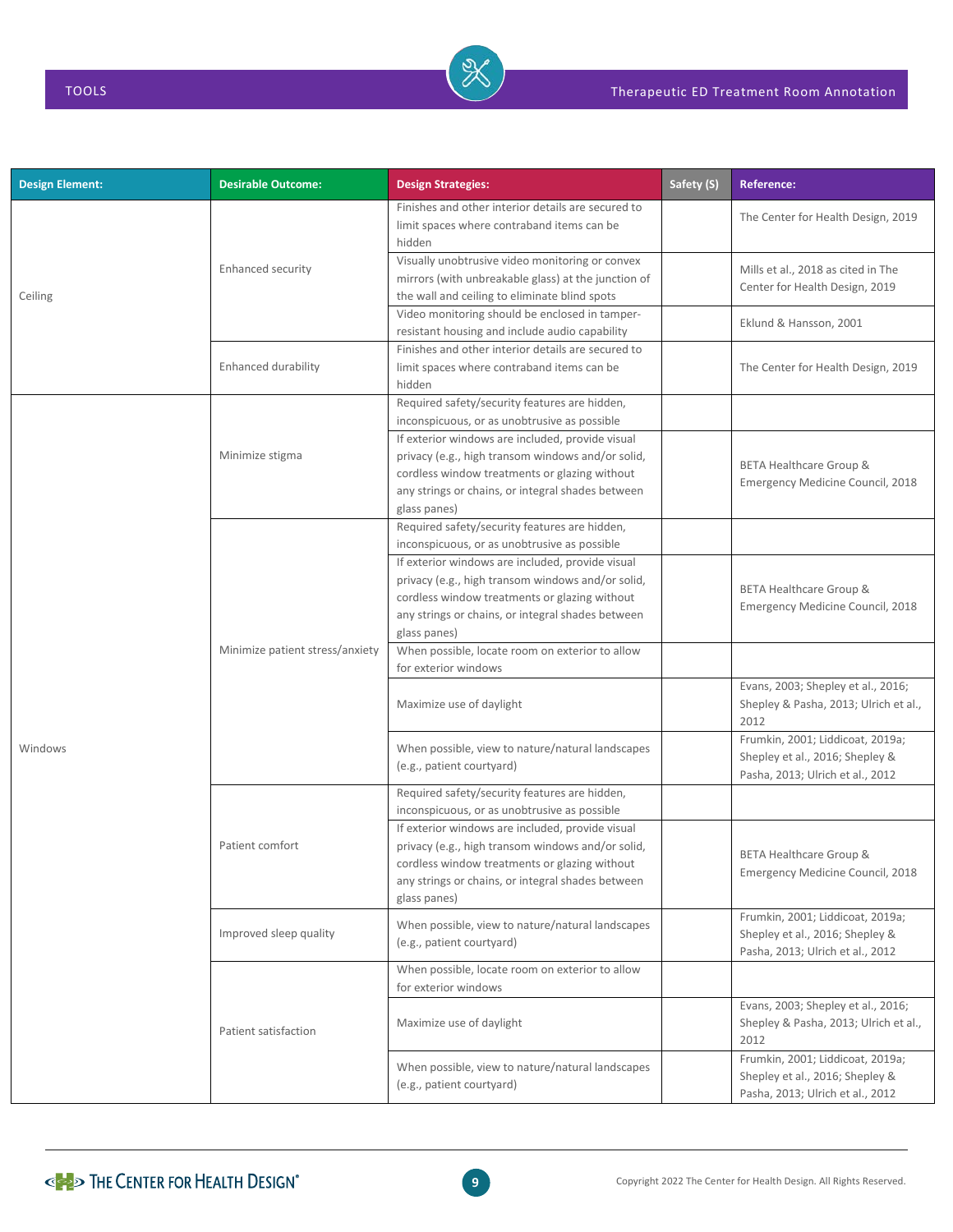| Design Element: | Desirable Outcome: | Design Strategies: | Safety (S) | Reference: |
|---|---|---|---|---|
| Ceiling | Enhanced security | Finishes and other interior details are secured to limit spaces where contraband items can be hidden | | The Center for Health Design, 2019 |
| | | Visually unobtrusive video monitoring or convex mirrors (with unbreakable glass) at the junction of the wall and ceiling to eliminate blind spots | | Mills et al., 2018 as cited in The Center for Health Design, 2019 |
| | | Video monitoring should be enclosed in tamper-resistant housing and include audio capability | | Eklund & Hansson, 2001 |
| | Enhanced durability | Finishes and other interior details are secured to limit spaces where contraband items can be hidden | | The Center for Health Design, 2019 |
| Windows | Minimize stigma | Required safety/security features are hidden, inconspicuous, or as unobtrusive as possible | | |
| | | If exterior windows are included, provide visual privacy (e.g., high transom windows and/or solid, cordless window treatments or glazing without any strings or chains, or integral shades between glass panes) | | BETA Healthcare Group & Emergency Medicine Council, 2018 |
| | Minimize patient stress/anxiety | Required safety/security features are hidden, inconspicuous, or as unobtrusive as possible | | |
| | | If exterior windows are included, provide visual privacy (e.g., high transom windows and/or solid, cordless window treatments or glazing without any strings or chains, or integral shades between glass panes) | | BETA Healthcare Group & Emergency Medicine Council, 2018 |
| | | When possible, locate room on exterior to allow for exterior windows | | |
| | | Maximize use of daylight | | Evans, 2003; Shepley et al., 2016; Shepley & Pasha, 2013; Ulrich et al., 2012 |
| | | When possible, view to nature/natural landscapes (e.g., patient courtyard) | | Frumkin, 2001; Liddicoat, 2019a; Shepley et al., 2016; Shepley & Pasha, 2013; Ulrich et al., 2012 |
| | Patient comfort | Required safety/security features are hidden, inconspicuous, or as unobtrusive as possible | | |
| | | If exterior windows are included, provide visual privacy (e.g., high transom windows and/or solid, cordless window treatments or glazing without any strings or chains, or integral shades between glass panes) | | BETA Healthcare Group & Emergency Medicine Council, 2018 |
| | Improved sleep quality | When possible, view to nature/natural landscapes (e.g., patient courtyard) | | Frumkin, 2001; Liddicoat, 2019a; Shepley et al., 2016; Shepley & Pasha, 2013; Ulrich et al., 2012 |
| | Patient satisfaction | When possible, locate room on exterior to allow for exterior windows | | |
| | | Maximize use of daylight | | Evans, 2003; Shepley et al., 2016; Shepley & Pasha, 2013; Ulrich et al., 2012 |
| | | When possible, view to nature/natural landscapes (e.g., patient courtyard) | | Frumkin, 2001; Liddicoat, 2019a; Shepley et al., 2016; Shepley & Pasha, 2013; Ulrich et al., 2012 |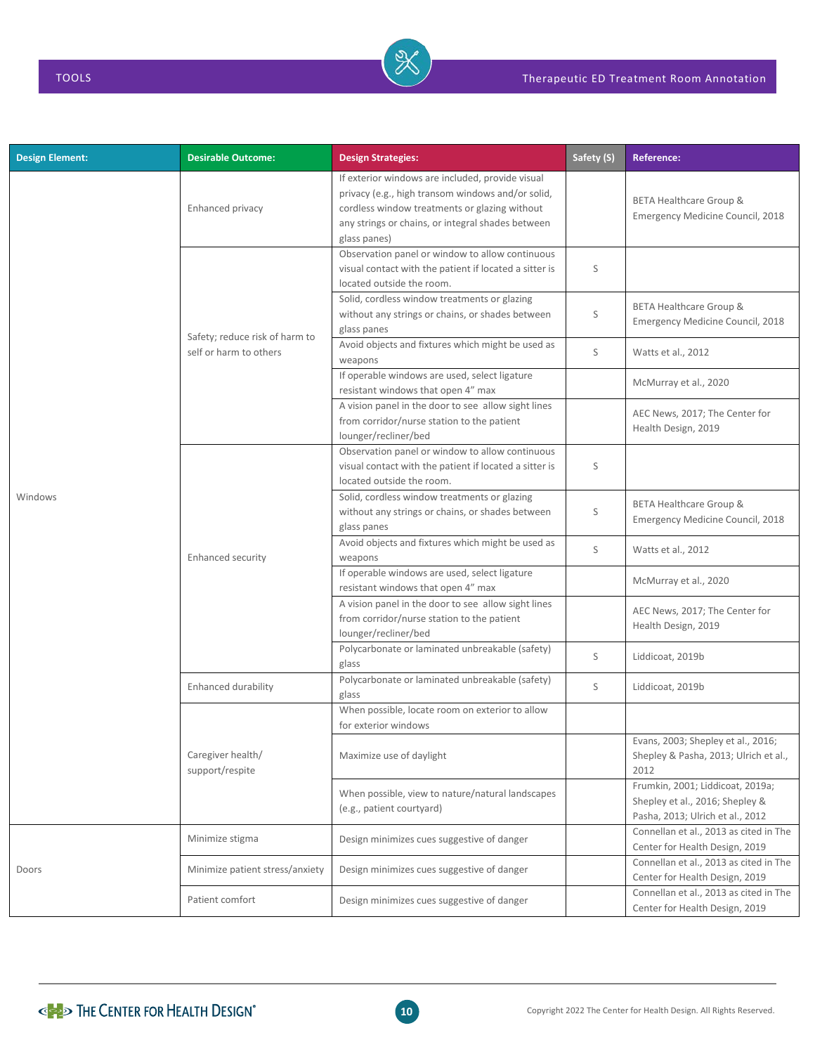| Design Element: | Desirable Outcome: | Design Strategies: | Safety (S) | Reference: |
|---|---|---|---|---|
| Windows | Enhanced privacy | If exterior windows are included, provide visual privacy (e.g., high transom windows and/or solid, cordless window treatments or glazing without any strings or chains, or integral shades between glass panes) | | BETA Healthcare Group & Emergency Medicine Council, 2018 |
| | Safety; reduce risk of harm to self or harm to others | Observation panel or window to allow continuous visual contact with the patient if located a sitter is located outside the room. | S | |
| | | Solid, cordless window treatments or glazing without any strings or chains, or shades between glass panes | S | BETA Healthcare Group & Emergency Medicine Council, 2018 |
| | | Avoid objects and fixtures which might be used as weapons | S | Watts et al., 2012 |
| | | If operable windows are used, select ligature resistant windows that open 4" max | | McMurray et al., 2020 |
| | | A vision panel in the door to see allow sight lines from corridor/nurse station to the patient lounger/recliner/bed | | AEC News, 2017; The Center for Health Design, 2019 |
| | Enhanced security | Observation panel or window to allow continuous visual contact with the patient if located a sitter is located outside the room. | S | |
| | | Solid, cordless window treatments or glazing without any strings or chains, or shades between glass panes | S | BETA Healthcare Group & Emergency Medicine Council, 2018 |
| | | Avoid objects and fixtures which might be used as weapons | S | Watts et al., 2012 |
| | | If operable windows are used, select ligature resistant windows that open 4" max | | McMurray et al., 2020 |
| | | A vision panel in the door to see allow sight lines from corridor/nurse station to the patient lounger/recliner/bed | | AEC News, 2017; The Center for Health Design, 2019 |
| | | Polycarbonate or laminated unbreakable (safety) glass | S | Liddicoat, 2019b |
| | Enhanced durability | Polycarbonate or laminated unbreakable (safety) glass | S | Liddicoat, 2019b |
| | Caregiver health/ support/respite | When possible, locate room on exterior to allow for exterior windows | | |
| | | Maximize use of daylight | | Evans, 2003; Shepley et al., 2016; Shepley & Pasha, 2013; Ulrich et al., 2012 |
| | | When possible, view to nature/natural landscapes (e.g., patient courtyard) | | Frumkin, 2001; Liddicoat, 2019a; Shepley et al., 2016; Shepley & Pasha, 2013; Ulrich et al., 2012 |
| Doors | Minimize stigma | Design minimizes cues suggestive of danger | | Connellan et al., 2013 as cited in The Center for Health Design, 2019 |
| | Minimize patient stress/anxiety | Design minimizes cues suggestive of danger | | Connellan et al., 2013 as cited in The Center for Health Design, 2019 |
| | Patient comfort | Design minimizes cues suggestive of danger | | Connellan et al., 2013 as cited in The Center for Health Design, 2019 |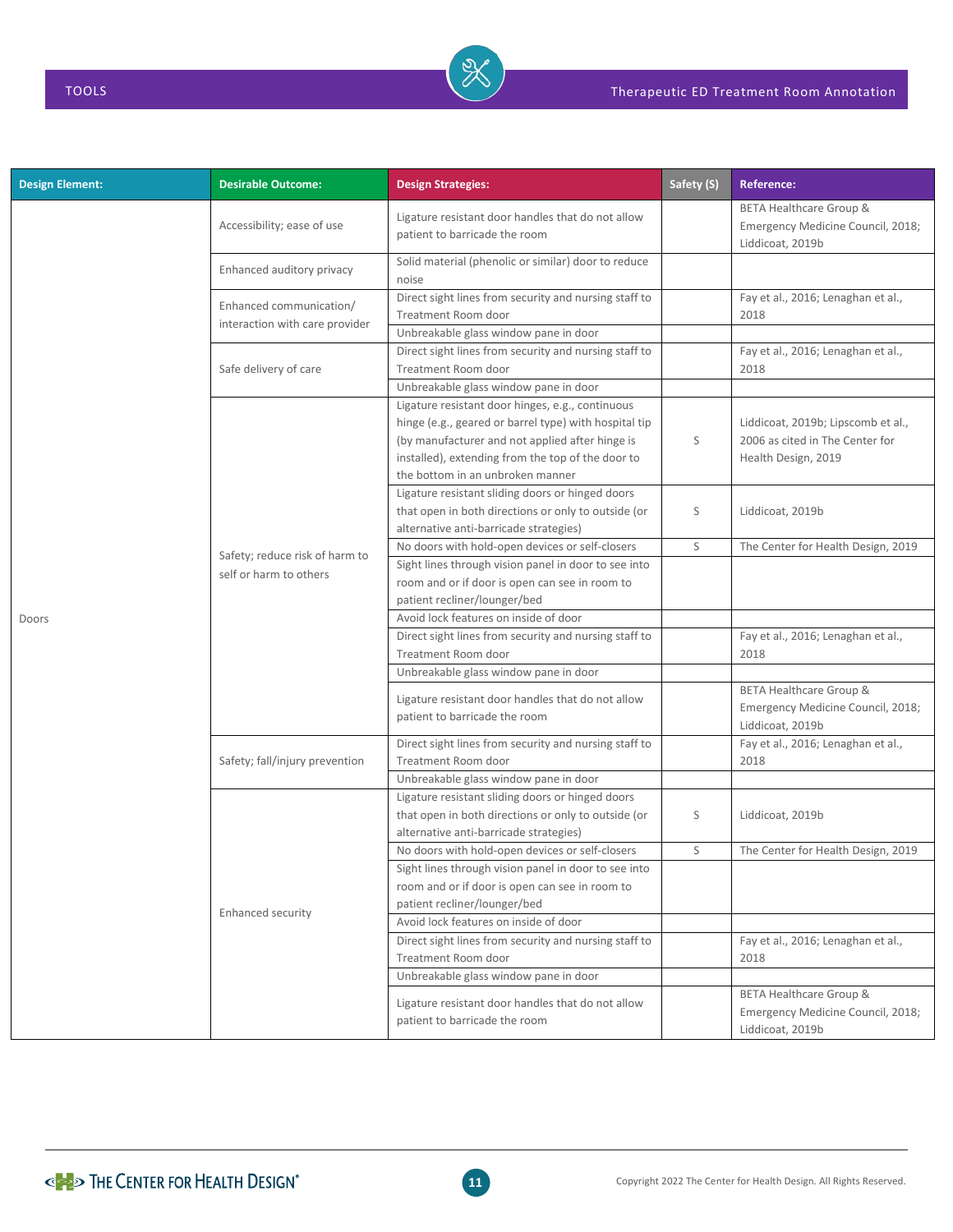| Design Element: | Desirable Outcome: | Design Strategies: | Safety (S) | Reference: |
|---|---|---|---|---|
| Doors | Accessibility; ease of use | Ligature resistant door handles that do not allow patient to barricade the room | | BETA Healthcare Group & Emergency Medicine Council, 2018; Liddicoat, 2019b |
| | Enhanced auditory privacy | Solid material (phenolic or similar) door to reduce noise | | |
| | Enhanced communication/ interaction with care provider | Direct sight lines from security and nursing staff to Treatment Room door | | Fay et al., 2016; Lenaghan et al., 2018 |
| | | Unbreakable glass window pane in door | | |
| | Safe delivery of care | Direct sight lines from security and nursing staff to Treatment Room door | | Fay et al., 2016; Lenaghan et al., 2018 |
| | | Unbreakable glass window pane in door | | |
| | Safety; reduce risk of harm to self or harm to others | Ligature resistant door hinges, e.g., continuous hinge (e.g., geared or barrel type) with hospital tip (by manufacturer and not applied after hinge is installed), extending from the top of the door to the bottom in an unbroken manner | S | Liddicoat, 2019b; Lipscomb et al., 2006 as cited in The Center for Health Design, 2019 |
| | | Ligature resistant sliding doors or hinged doors that open in both directions or only to outside (or alternative anti-barricade strategies) | S | Liddicoat, 2019b |
| | | No doors with hold-open devices or self-closers | S | The Center for Health Design, 2019 |
| | | Sight lines through vision panel in door to see into room and or if door is open can see in room to patient recliner/lounger/bed | | |
| | | Avoid lock features on inside of door | | |
| | | Direct sight lines from security and nursing staff to Treatment Room door | | Fay et al., 2016; Lenaghan et al., 2018 |
| | | Unbreakable glass window pane in door | | |
| | | Ligature resistant door handles that do not allow patient to barricade the room | | BETA Healthcare Group & Emergency Medicine Council, 2018; Liddicoat, 2019b |
| | Safety; fall/injury prevention | Direct sight lines from security and nursing staff to Treatment Room door | | Fay et al., 2016; Lenaghan et al., 2018 |
| | | Unbreakable glass window pane in door | | |
| | Enhanced security | Ligature resistant sliding doors or hinged doors that open in both directions or only to outside (or alternative anti-barricade strategies) | S | Liddicoat, 2019b |
| | | No doors with hold-open devices or self-closers | S | The Center for Health Design, 2019 |
| | | Sight lines through vision panel in door to see into room and or if door is open can see in room to patient recliner/lounger/bed | | |
| | | Avoid lock features on inside of door | | |
| | | Direct sight lines from security and nursing staff to Treatment Room door | | Fay et al., 2016; Lenaghan et al., 2018 |
| | | Unbreakable glass window pane in door | | |
| | | Ligature resistant door handles that do not allow patient to barricade the room | | BETA Healthcare Group & Emergency Medicine Council, 2018; Liddicoat, 2019b |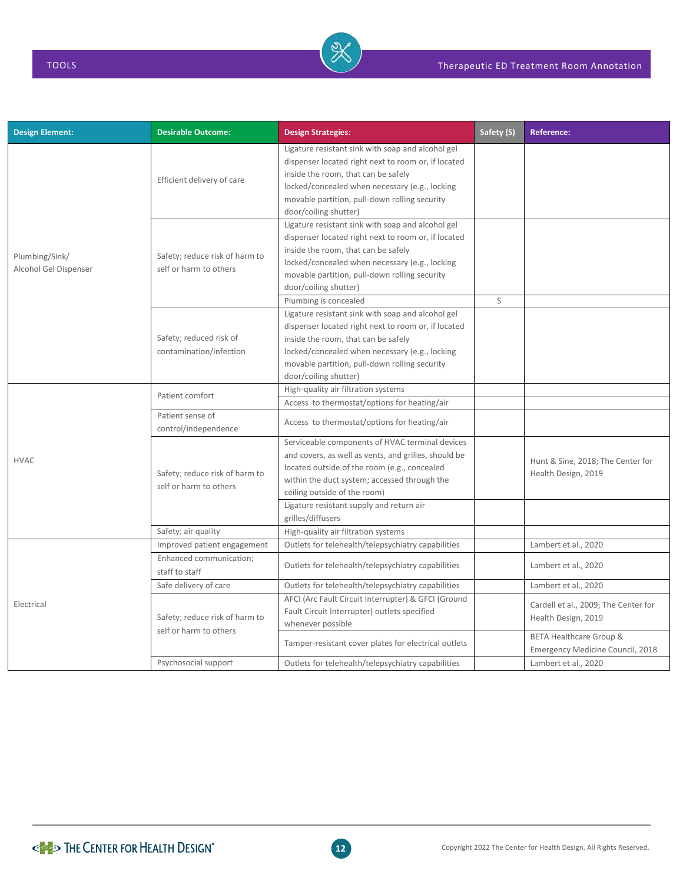| Design Element: | Desirable Outcome: | Design Strategies: | Safety (S) | Reference: |
|---|---|---|---|---|
| Plumbing/Sink/ Alcohol Gel Dispenser | Efficient delivery of care | Ligature resistant sink with soap and alcohol gel dispenser located right next to room or, if located inside the room, that can be safely locked/concealed when necessary (e.g., locking movable partition, pull-down rolling security door/coiling shutter) | | |
| | Safety; reduce risk of harm to self or harm to others | Ligature resistant sink with soap and alcohol gel dispenser located right next to room or, if located inside the room, that can be safely locked/concealed when necessary (e.g., locking movable partition, pull-down rolling security door/coiling shutter) | | |
| | | Plumbing is concealed | S | |
| | Safety; reduced risk of contamination/infection | Ligature resistant sink with soap and alcohol gel dispenser located right next to room or, if located inside the room, that can be safely locked/concealed when necessary (e.g., locking movable partition, pull-down rolling security door/coiling shutter) | | |
| HVAC | Patient comfort | High-quality air filtration systems | | |
| | | Access to thermostat/options for heating/air | | |
| | Patient sense of control/independence | Access to thermostat/options for heating/air | | |
| | Safety; reduce risk of harm to self or harm to others | Serviceable components of HVAC terminal devices and covers, as well as vents, and grilles, should be located outside of the room (e.g., concealed within the duct system; accessed through the ceiling outside of the room) | | Hunt & Sine, 2018; The Center for Health Design, 2019 |
| | | Ligature resistant supply and return air grilles/diffusers | | |
| | Safety; air quality | High-quality air filtration systems | | |
| Electrical | Improved patient engagement | Outlets for telehealth/telepsychiatry capabilities | | Lambert et al., 2020 |
| | Enhanced communication; staff to staff | Outlets for telehealth/telepsychiatry capabilities | | Lambert et al., 2020 |
| | Safe delivery of care | Outlets for telehealth/telepsychiatry capabilities | | Lambert et al., 2020 |
| | Safety; reduce risk of harm to self or harm to others | AFCI (Arc Fault Circuit Interrupter) & GFCI (Ground Fault Circuit Interrupter) outlets specified whenever possible | | Cardell et al., 2009; The Center for Health Design, 2019 |
| | | Tamper-resistant cover plates for electrical outlets | | BETA Healthcare Group & Emergency Medicine Council, 2018 |
| | Psychosocial support | Outlets for telehealth/telepsychiatry capabilities | | Lambert et al., 2020 |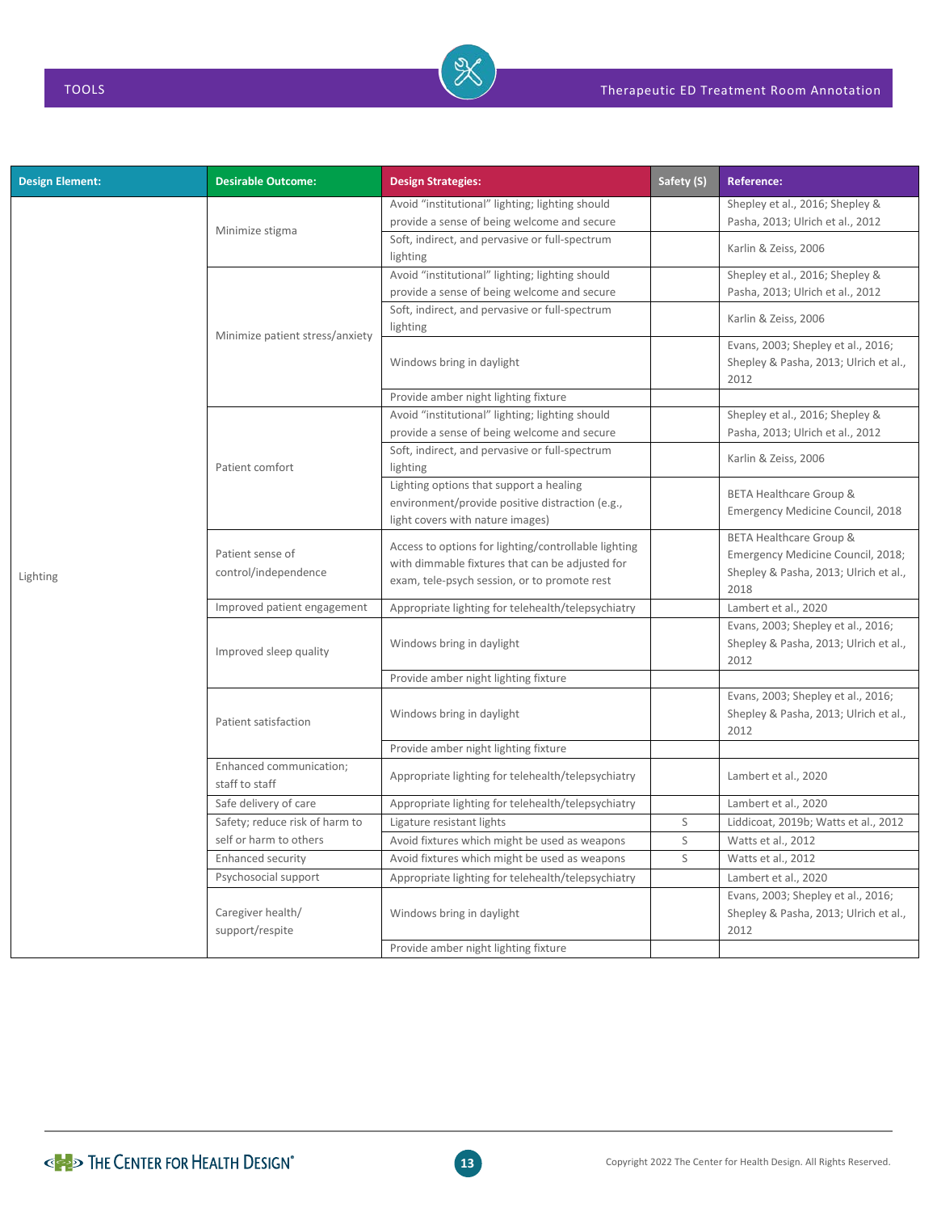| Design Element: | Desirable Outcome: | Design Strategies: | Safety (S) | Reference: |
|---|---|---|---|---|
| Lighting | Minimize stigma | Avoid "institutional" lighting; lighting should provide a sense of being welcome and secure | | Shepley et al., 2016; Shepley & Pasha, 2013; Ulrich et al., 2012 |
| | | Soft, indirect, and pervasive or full-spectrum lighting | | Karlin & Zeiss, 2006 |
| | Minimize patient stress/anxiety | Avoid "institutional" lighting; lighting should provide a sense of being welcome and secure | | Shepley et al., 2016; Shepley & Pasha, 2013; Ulrich et al., 2012 |
| | | Soft, indirect, and pervasive or full-spectrum lighting | | Karlin & Zeiss, 2006 |
| | | Windows bring in daylight | | Evans, 2003; Shepley et al., 2016; Shepley & Pasha, 2013; Ulrich et al., 2012 |
| | | Provide amber night lighting fixture | | |
| | Patient comfort | Avoid "institutional" lighting; lighting should provide a sense of being welcome and secure | | Shepley et al., 2016; Shepley & Pasha, 2013; Ulrich et al., 2012 |
| | | Soft, indirect, and pervasive or full-spectrum lighting | | Karlin & Zeiss, 2006 |
| | | Lighting options that support a healing environment/provide positive distraction (e.g., light covers with nature images) | | BETA Healthcare Group & Emergency Medicine Council, 2018 |
| | Patient sense of control/independence | Access to options for lighting/controllable lighting with dimmable fixtures that can be adjusted for exam, tele-psych session, or to promote rest | | BETA Healthcare Group & Emergency Medicine Council, 2018; Shepley & Pasha, 2013; Ulrich et al., 2018 |
| | Improved patient engagement | Appropriate lighting for telehealth/telepsychiatry | | Lambert et al., 2020 |
| | Improved sleep quality | Windows bring in daylight | | Evans, 2003; Shepley et al., 2016; Shepley & Pasha, 2013; Ulrich et al., 2012 |
| | | Provide amber night lighting fixture | | |
| | Patient satisfaction | Windows bring in daylight | | Evans, 2003; Shepley et al., 2016; Shepley & Pasha, 2013; Ulrich et al., 2012 |
| | | Provide amber night lighting fixture | | |
| | Enhanced communication; staff to staff | Appropriate lighting for telehealth/telepsychiatry | | Lambert et al., 2020 |
| | Safe delivery of care | Appropriate lighting for telehealth/telepsychiatry | | Lambert et al., 2020 |
| | Safety; reduce risk of harm to self or harm to others | Ligature resistant lights | S | Liddicoat, 2019b; Watts et al., 2012 |
| | | Avoid fixtures which might be used as weapons | S | Watts et al., 2012 |
| | Enhanced security | Avoid fixtures which might be used as weapons | S | Watts et al., 2012 |
| | Psychosocial support | Appropriate lighting for telehealth/telepsychiatry | | Lambert et al., 2020 |
| | Caregiver health/ support/respite | Windows bring in daylight | | Evans, 2003; Shepley et al., 2016; Shepley & Pasha, 2013; Ulrich et al., 2012 |
| | | Provide amber night lighting fixture | | |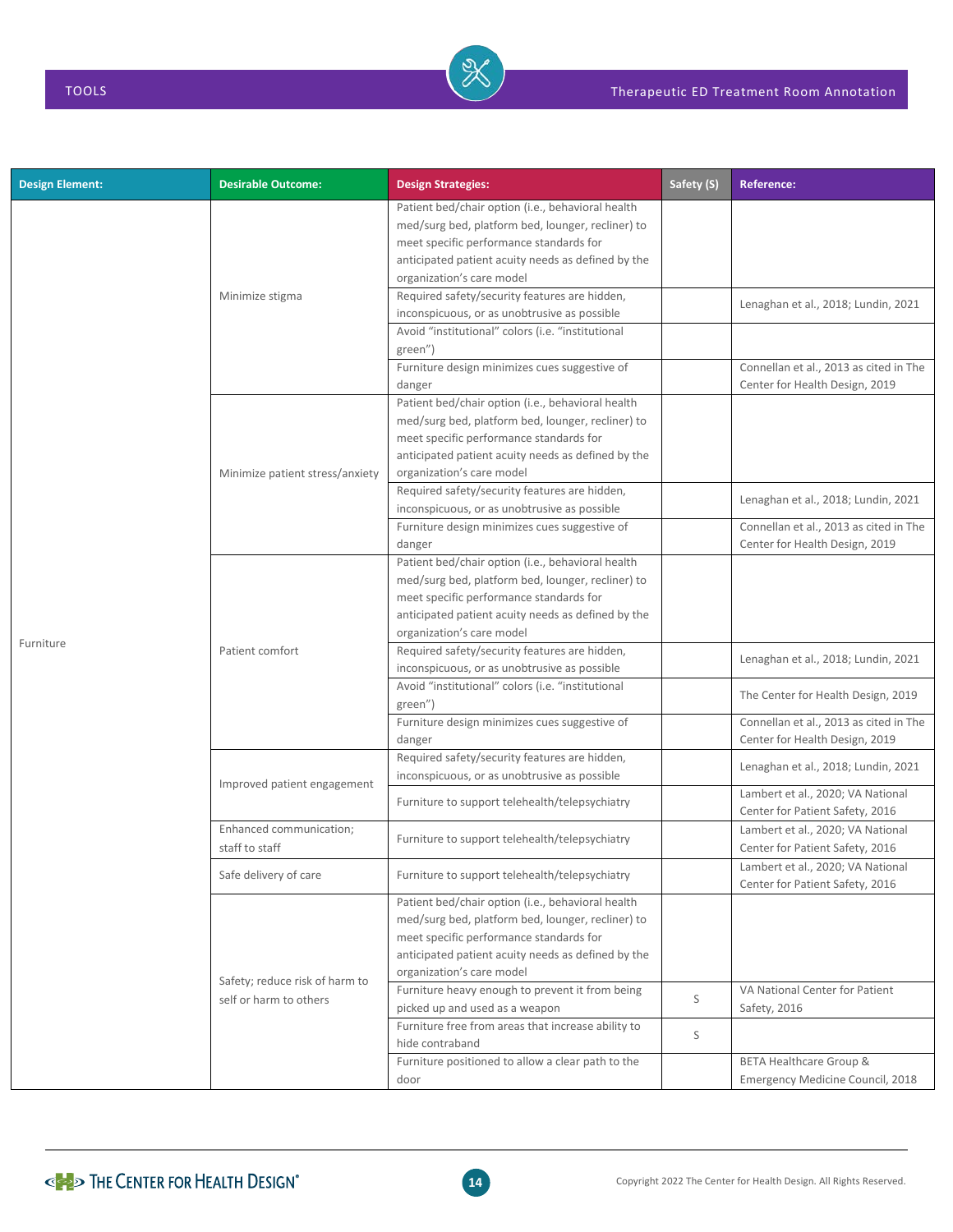| Design Element: | Desirable Outcome: | Design Strategies: | Safety (S) | Reference: |
|---|---|---|---|---|
| Furniture | Minimize stigma | Patient bed/chair option (i.e., behavioral health med/surg bed, platform bed, lounger, recliner) to meet specific performance standards for anticipated patient acuity needs as defined by the organization's care model | | |
| | | Required safety/security features are hidden, inconspicuous, or as unobtrusive as possible | | Lenaghan et al., 2018; Lundin, 2021 |
| | | Avoid "institutional" colors (i.e. "institutional green") | | |
| | | Furniture design minimizes cues suggestive of danger | | Connellan et al., 2013 as cited in The Center for Health Design, 2019 |
| | Minimize patient stress/anxiety | Patient bed/chair option (i.e., behavioral health med/surg bed, platform bed, lounger, recliner) to meet specific performance standards for anticipated patient acuity needs as defined by the organization's care model | | |
| | | Required safety/security features are hidden, inconspicuous, or as unobtrusive as possible | | Lenaghan et al., 2018; Lundin, 2021 |
| | | Furniture design minimizes cues suggestive of danger | | Connellan et al., 2013 as cited in The Center for Health Design, 2019 |
| | Patient comfort | Patient bed/chair option (i.e., behavioral health med/surg bed, platform bed, lounger, recliner) to meet specific performance standards for anticipated patient acuity needs as defined by the organization's care model | | |
| | | Required safety/security features are hidden, inconspicuous, or as unobtrusive as possible | | Lenaghan et al., 2018; Lundin, 2021 |
| | | Avoid "institutional" colors (i.e. "institutional green") | | The Center for Health Design, 2019 |
| | | Furniture design minimizes cues suggestive of danger | | Connellan et al., 2013 as cited in The Center for Health Design, 2019 |
| | Improved patient engagement | Required safety/security features are hidden, inconspicuous, or as unobtrusive as possible | | Lenaghan et al., 2018; Lundin, 2021 |
| | | Furniture to support telehealth/telepsychiatry | | Lambert et al., 2020; VA National Center for Patient Safety, 2016 |
| | Enhanced communication; staff to staff | Furniture to support telehealth/telepsychiatry | | Lambert et al., 2020; VA National Center for Patient Safety, 2016 |
| | Safe delivery of care | Furniture to support telehealth/telepsychiatry | | Lambert et al., 2020; VA National Center for Patient Safety, 2016 |
| | Safety; reduce risk of harm to self or harm to others | Patient bed/chair option (i.e., behavioral health med/surg bed, platform bed, lounger, recliner) to meet specific performance standards for anticipated patient acuity needs as defined by the organization's care model | | |
| | | Furniture heavy enough to prevent it from being picked up and used as a weapon | S | VA National Center for Patient Safety, 2016 |
| | | Furniture free from areas that increase ability to hide contraband | S | |
| | | Furniture positioned to allow a clear path to the door | | BETA Healthcare Group & Emergency Medicine Council, 2018 |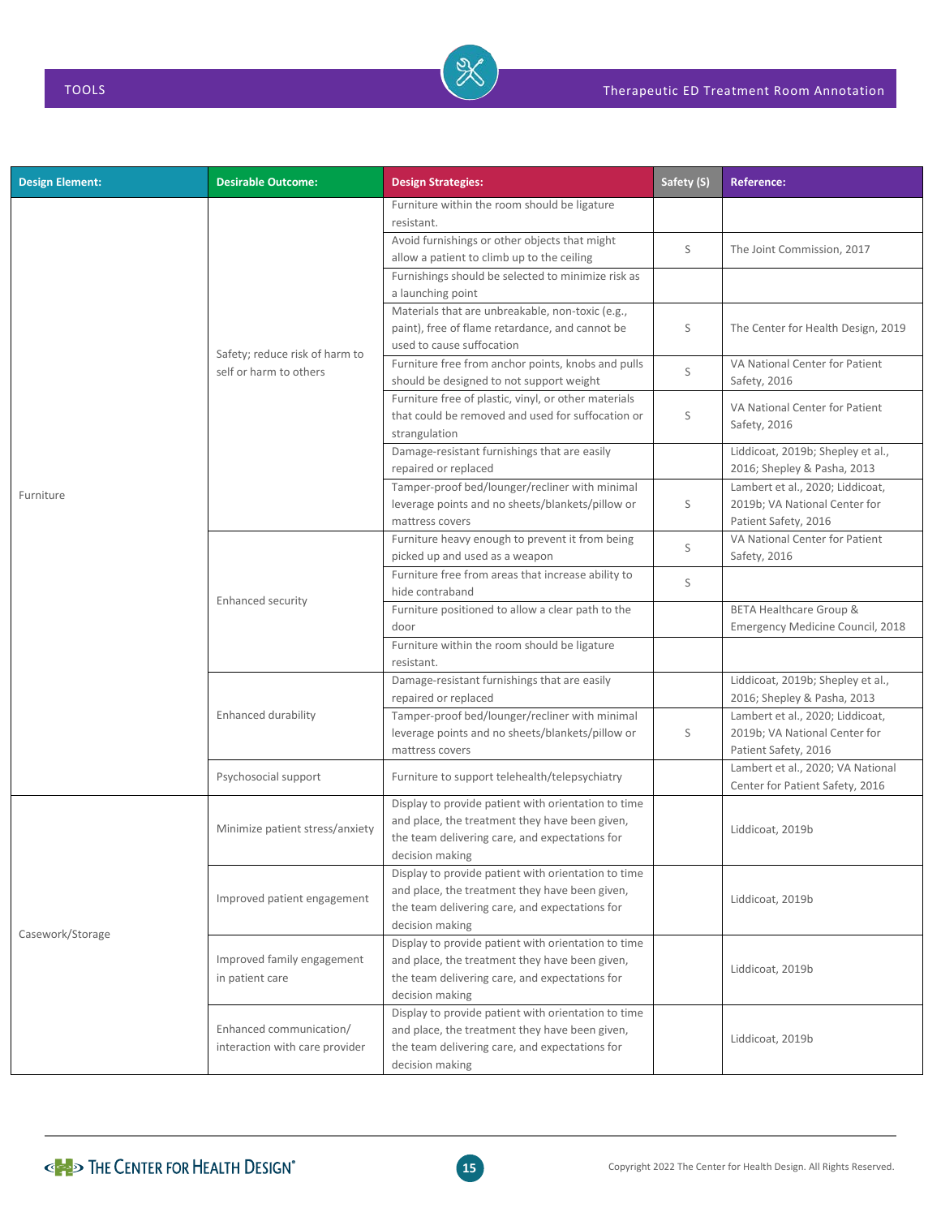| Design Element: | Desirable Outcome: | Design Strategies: | Safety (S) | Reference: |
|---|---|---|---|---|
| Furniture | Safety; reduce risk of harm to self or harm to others | Furniture within the room should be ligature resistant. | | |
| | | Avoid furnishings or other objects that might allow a patient to climb up to the ceiling | S | The Joint Commission, 2017 |
| | | Furnishings should be selected to minimize risk as a launching point | | |
| | | Materials that are unbreakable, non-toxic (e.g., paint), free of flame retardance, and cannot be used to cause suffocation | S | The Center for Health Design, 2019 |
| | | Furniture free from anchor points, knobs and pulls should be designed to not support weight | S | VA National Center for Patient Safety, 2016 |
| | | Furniture free of plastic, vinyl, or other materials that could be removed and used for suffocation or strangulation | S | VA National Center for Patient Safety, 2016 |
| | | Damage-resistant furnishings that are easily repaired or replaced | | Liddicoat, 2019b; Shepley et al., 2016; Shepley & Pasha, 2013 |
| | | Tamper-proof bed/lounger/recliner with minimal leverage points and no sheets/blankets/pillow or mattress covers | S | Lambert et al., 2020; Liddicoat, 2019b; VA National Center for Patient Safety, 2016 |
| | Enhanced security | Furniture heavy enough to prevent it from being picked up and used as a weapon | S | VA National Center for Patient Safety, 2016 |
| | | Furniture free from areas that increase ability to hide contraband | S | |
| | | Furniture positioned to allow a clear path to the door | | BETA Healthcare Group & Emergency Medicine Council, 2018 |
| | | Furniture within the room should be ligature resistant. | | |
| | Enhanced durability | Damage-resistant furnishings that are easily repaired or replaced | | Liddicoat, 2019b; Shepley et al., 2016; Shepley & Pasha, 2013 |
| | | Tamper-proof bed/lounger/recliner with minimal leverage points and no sheets/blankets/pillow or mattress covers | S | Lambert et al., 2020; Liddicoat, 2019b; VA National Center for Patient Safety, 2016 |
| | Psychosocial support | Furniture to support telehealth/telepsychiatry | | Lambert et al., 2020; VA National Center for Patient Safety, 2016 |
| Casework/Storage | Minimize patient stress/anxiety | Display to provide patient with orientation to time and place, the treatment they have been given, the team delivering care, and expectations for decision making | | Liddicoat, 2019b |
| | Improved patient engagement | Display to provide patient with orientation to time and place, the treatment they have been given, the team delivering care, and expectations for decision making | | Liddicoat, 2019b |
| | Improved family engagement in patient care | Display to provide patient with orientation to time and place, the treatment they have been given, the team delivering care, and expectations for decision making | | Liddicoat, 2019b |
| | Enhanced communication/ interaction with care provider | Display to provide patient with orientation to time and place, the treatment they have been given, the team delivering care, and expectations for decision making | | Liddicoat, 2019b |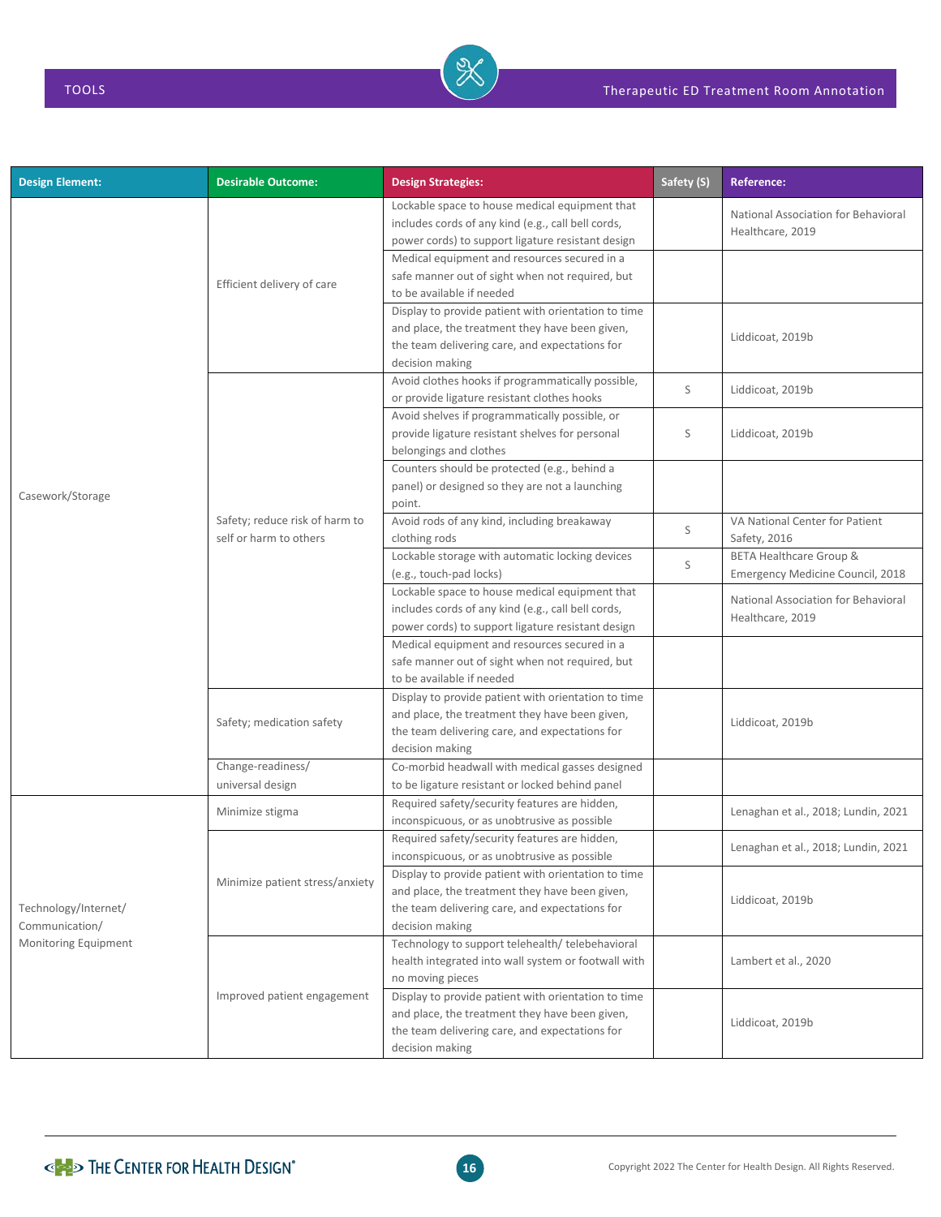| Design Element: | Desirable Outcome: | Design Strategies: | Safety (S) | Reference: |
|---|---|---|---|---|
| Casework/Storage | Efficient delivery of care | Lockable space to house medical equipment that includes cords of any kind (e.g., call bell cords, power cords) to support ligature resistant design | | National Association for Behavioral Healthcare, 2019 |
| | | Medical equipment and resources secured in a safe manner out of sight when not required, but to be available if needed | | |
| | | Display to provide patient with orientation to time and place, the treatment they have been given, the team delivering care, and expectations for decision making | | Liddicoat, 2019b |
| | Safety; reduce risk of harm to self or harm to others | Avoid clothes hooks if programmatically possible, or provide ligature resistant clothes hooks | S | Liddicoat, 2019b |
| | | Avoid shelves if programmatically possible, or provide ligature resistant shelves for personal belongings and clothes | S | Liddicoat, 2019b |
| | | Counters should be protected (e.g., behind a panel) or designed so they are not a launching point. | | |
| | | Avoid rods of any kind, including breakaway clothing rods | S | VA National Center for Patient Safety, 2016 |
| | | Lockable storage with automatic locking devices (e.g., touch-pad locks) | S | BETA Healthcare Group & Emergency Medicine Council, 2018 |
| | | Lockable space to house medical equipment that includes cords of any kind (e.g., call bell cords, power cords) to support ligature resistant design | | National Association for Behavioral Healthcare, 2019 |
| | | Medical equipment and resources secured in a safe manner out of sight when not required, but to be available if needed | | |
| | Safety; medication safety | Display to provide patient with orientation to time and place, the treatment they have been given, the team delivering care, and expectations for decision making | | Liddicoat, 2019b |
| | Change-readiness/ universal design | Co-morbid headwall with medical gasses designed to be ligature resistant or locked behind panel | | |
| Technology/Internet/ Communication/ Monitoring Equipment | Minimize stigma | Required safety/security features are hidden, inconspicuous, or as unobtrusive as possible | | Lenaghan et al., 2018; Lundin, 2021 |
| | Minimize patient stress/anxiety | Required safety/security features are hidden, inconspicuous, or as unobtrusive as possible | | Lenaghan et al., 2018; Lundin, 2021 |
| | | Display to provide patient with orientation to time and place, the treatment they have been given, the team delivering care, and expectations for decision making | | Liddicoat, 2019b |
| | Improved patient engagement | Technology to support telehealth/ telebehavioral health integrated into wall system or footwall with no moving pieces | | Lambert et al., 2020 |
| | | Display to provide patient with orientation to time and place, the treatment they have been given, the team delivering care, and expectations for decision making | | Liddicoat, 2019b |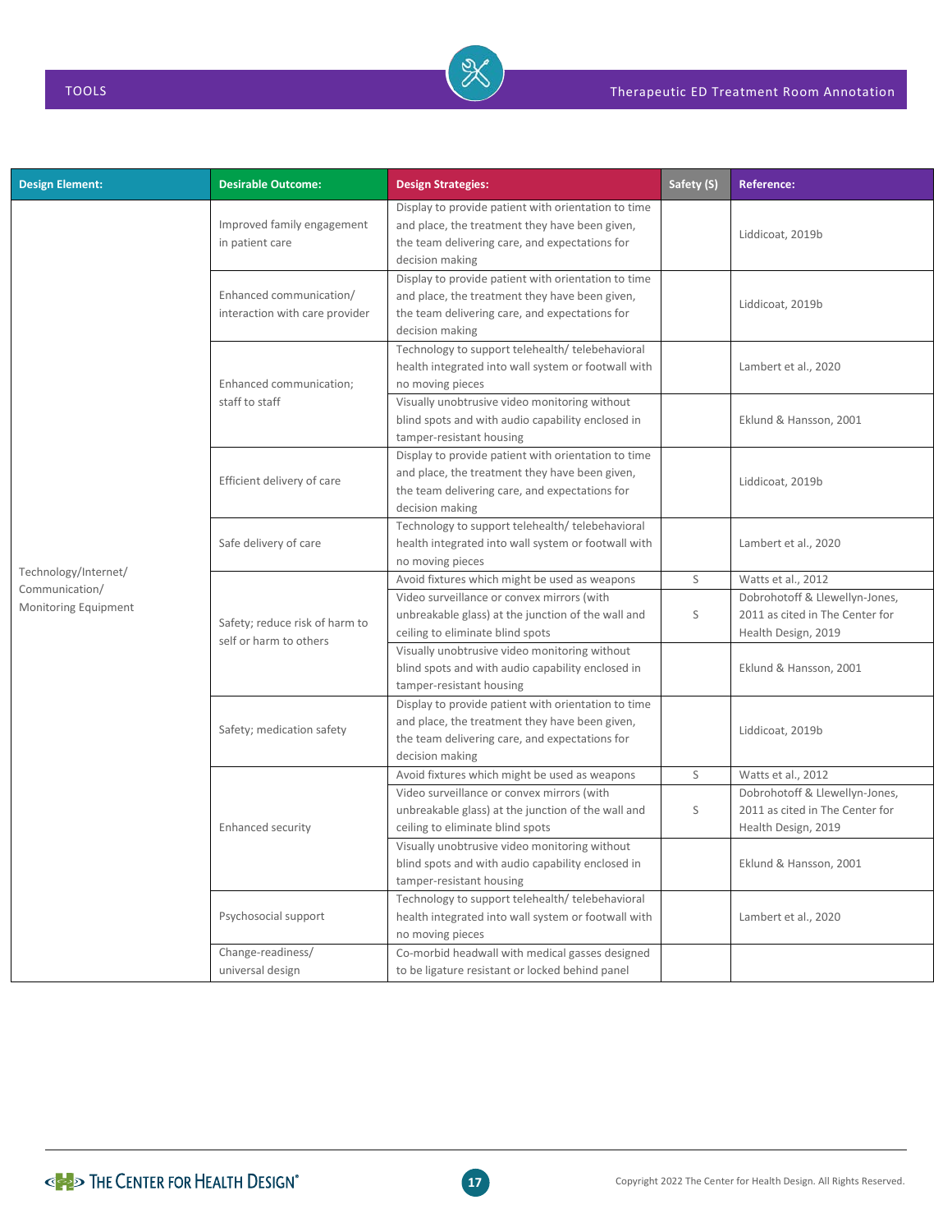| Design Element: | Desirable Outcome: | Design Strategies: | Safety (S) | Reference: |
| --- | --- | --- | --- | --- |
| Technology/Internet/ Communication/ Monitoring Equipment | Improved family engagement in patient care | Display to provide patient with orientation to time and place, the treatment they have been given, the team delivering care, and expectations for decision making | | Liddicoat, 2019b |
| | Enhanced communication/ interaction with care provider | Display to provide patient with orientation to time and place, the treatment they have been given, the team delivering care, and expectations for decision making | | Liddicoat, 2019b |
| | Enhanced communication; staff to staff | Technology to support telehealth/ telebehavioral health integrated into wall system or footwall with no moving pieces | | Lambert et al., 2020 |
| | | Visually unobtrusive video monitoring without blind spots and with audio capability enclosed in tamper-resistant housing | | Eklund & Hansson, 2001 |
| | Efficient delivery of care | Display to provide patient with orientation to time and place, the treatment they have been given, the team delivering care, and expectations for decision making | | Liddicoat, 2019b |
| | Safe delivery of care | Technology to support telehealth/ telebehavioral health integrated into wall system or footwall with no moving pieces | | Lambert et al., 2020 |
| | Safety; reduce risk of harm to self or harm to others | Avoid fixtures which might be used as weapons | S | Watts et al., 2012 |
| | | Video surveillance or convex mirrors (with unbreakable glass) at the junction of the wall and ceiling to eliminate blind spots | S | Dobrohotoff & Llewellyn-Jones, 2011 as cited in The Center for Health Design, 2019 |
| | | Visually unobtrusive video monitoring without blind spots and with audio capability enclosed in tamper-resistant housing | | Eklund & Hansson, 2001 |
| | Safety; medication safety | Display to provide patient with orientation to time and place, the treatment they have been given, the team delivering care, and expectations for decision making | | Liddicoat, 2019b |
| | Enhanced security | Avoid fixtures which might be used as weapons | S | Watts et al., 2012 |
| | | Video surveillance or convex mirrors (with unbreakable glass) at the junction of the wall and ceiling to eliminate blind spots | S | Dobrohotoff & Llewellyn-Jones, 2011 as cited in The Center for Health Design, 2019 |
| | | Visually unobtrusive video monitoring without blind spots and with audio capability enclosed in tamper-resistant housing | | Eklund & Hansson, 2001 |
| | Psychosocial support | Technology to support telehealth/ telebehavioral health integrated into wall system or footwall with no moving pieces | | Lambert et al., 2020 |
| | Change-readiness/ universal design | Co-morbid headwall with medical gasses designed to be ligature resistant or locked behind panel | | |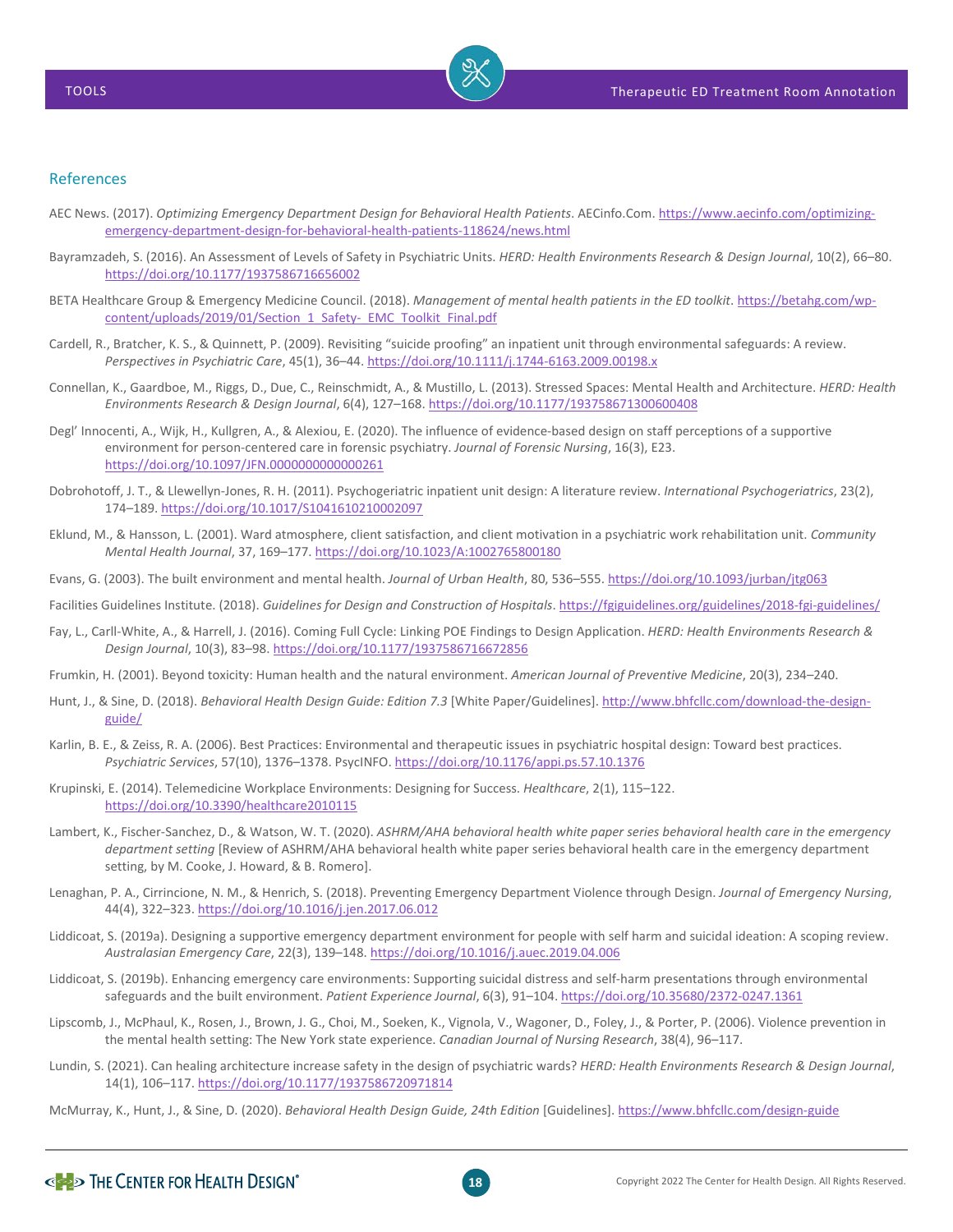## References

AEC News. (2017). *Optimizing Emergency Department Design for Behavioral Health Patients*. AECinfo.Com. https://www.aecinfo.com/optimizing-emergency-department-design-for-behavioral-health-patients-118624/news.html

Bayramzadeh, S. (2016). An Assessment of Levels of Safety in Psychiatric Units. *HERD: Health Environments Research & Design Journal*, 10(2), 66–80. https://doi.org/10.1177/1937586716656002

BETA Healthcare Group & Emergency Medicine Council. (2018). *Management of mental health patients in the ED toolkit*. https://betahg.com/wp-content/uploads/2019/01/Section_1_Safety-_EMC_Toolkit_Final.pdf

Cardell, R., Bratcher, K. S., & Quinnett, P. (2009). Revisiting "suicide proofing" an inpatient unit through environmental safeguards: A review. *Perspectives in Psychiatric Care*, 45(1), 36–44. https://doi.org/10.1111/j.1744-6163.2009.00198.x

Connellan, K., Gaardboe, M., Riggs, D., Due, C., Reinschmidt, A., & Mustillo, L. (2013). Stressed Spaces: Mental Health and Architecture. *HERD: Health Environments Research & Design Journal*, 6(4), 127–168. https://doi.org/10.1177/193758671300600408

Degl' Innocenti, A., Wijk, H., Kullgren, A., & Alexiou, E. (2020). The influence of evidence-based design on staff perceptions of a supportive environment for person-centered care in forensic psychiatry. *Journal of Forensic Nursing*, 16(3), E23. https://doi.org/10.1097/JFN.0000000000000261

Dobrohotoff, J. T., & Llewellyn-Jones, R. H. (2011). Psychogeriatric inpatient unit design: A literature review. *International Psychogeriatrics*, 23(2), 174–189. https://doi.org/10.1017/S1041610210002097

Eklund, M., & Hansson, L. (2001). Ward atmosphere, client satisfaction, and client motivation in a psychiatric work rehabilitation unit. *Community Mental Health Journal*, 37, 169–177. https://doi.org/10.1023/A:1002765800180

Evans, G. (2003). The built environment and mental health. *Journal of Urban Health*, 80, 536–555. https://doi.org/10.1093/jurban/jtg063

Facilities Guidelines Institute. (2018). *Guidelines for Design and Construction of Hospitals*. https://fgiguidelines.org/guidelines/2018-fgi-guidelines/

Fay, L., Carll-White, A., & Harrell, J. (2016). Coming Full Cycle: Linking POE Findings to Design Application. *HERD: Health Environments Research & Design Journal*, 10(3), 83–98. https://doi.org/10.1177/1937586716672856

Frumkin, H. (2001). Beyond toxicity: Human health and the natural environment. *American Journal of Preventive Medicine*, 20(3), 234–240.

Hunt, J., & Sine, D. (2018). *Behavioral Health Design Guide: Edition 7.3* [White Paper/Guidelines]. http://www.bhfcllc.com/download-the-design-guide/

Karlin, B. E., & Zeiss, R. A. (2006). Best Practices: Environmental and therapeutic issues in psychiatric hospital design: Toward best practices. *Psychiatric Services*, 57(10), 1376–1378. PsycINFO. https://doi.org/10.1176/appi.ps.57.10.1376

Krupinski, E. (2014). Telemedicine Workplace Environments: Designing for Success. *Healthcare*, 2(1), 115–122. https://doi.org/10.3390/healthcare2010115

Lambert, K., Fischer-Sanchez, D., & Watson, W. T. (2020). *ASHRM/AHA behavioral health white paper series behavioral health care in the emergency department setting* [Review of ASHRM/AHA behavioral health white paper series behavioral health care in the emergency department setting, by M. Cooke, J. Howard, & B. Romero].

Lenaghan, P. A., Cirrincione, N. M., & Henrich, S. (2018). Preventing Emergency Department Violence through Design. *Journal of Emergency Nursing*, 44(4), 322–323. https://doi.org/10.1016/j.jen.2017.06.012

Liddicoat, S. (2019a). Designing a supportive emergency department environment for people with self harm and suicidal ideation: A scoping review. *Australasian Emergency Care*, 22(3), 139–148. https://doi.org/10.1016/j.auec.2019.04.006

Liddicoat, S. (2019b). Enhancing emergency care environments: Supporting suicidal distress and self-harm presentations through environmental safeguards and the built environment. *Patient Experience Journal*, 6(3), 91–104. https://doi.org/10.35680/2372-0247.1361

Lipscomb, J., McPhaul, K., Rosen, J., Brown, J. G., Choi, M., Soeken, K., Vignola, V., Wagoner, D., Foley, J., & Porter, P. (2006). Violence prevention in the mental health setting: The New York state experience. *Canadian Journal of Nursing Research*, 38(4), 96–117.

Lundin, S. (2021). Can healing architecture increase safety in the design of psychiatric wards? *HERD: Health Environments Research & Design Journal*, 14(1), 106–117. https://doi.org/10.1177/1937586720971814

McMurray, K., Hunt, J., & Sine, D. (2020). *Behavioral Health Design Guide, 24th Edition* [Guidelines]. https://www.bhfcllc.com/design-guide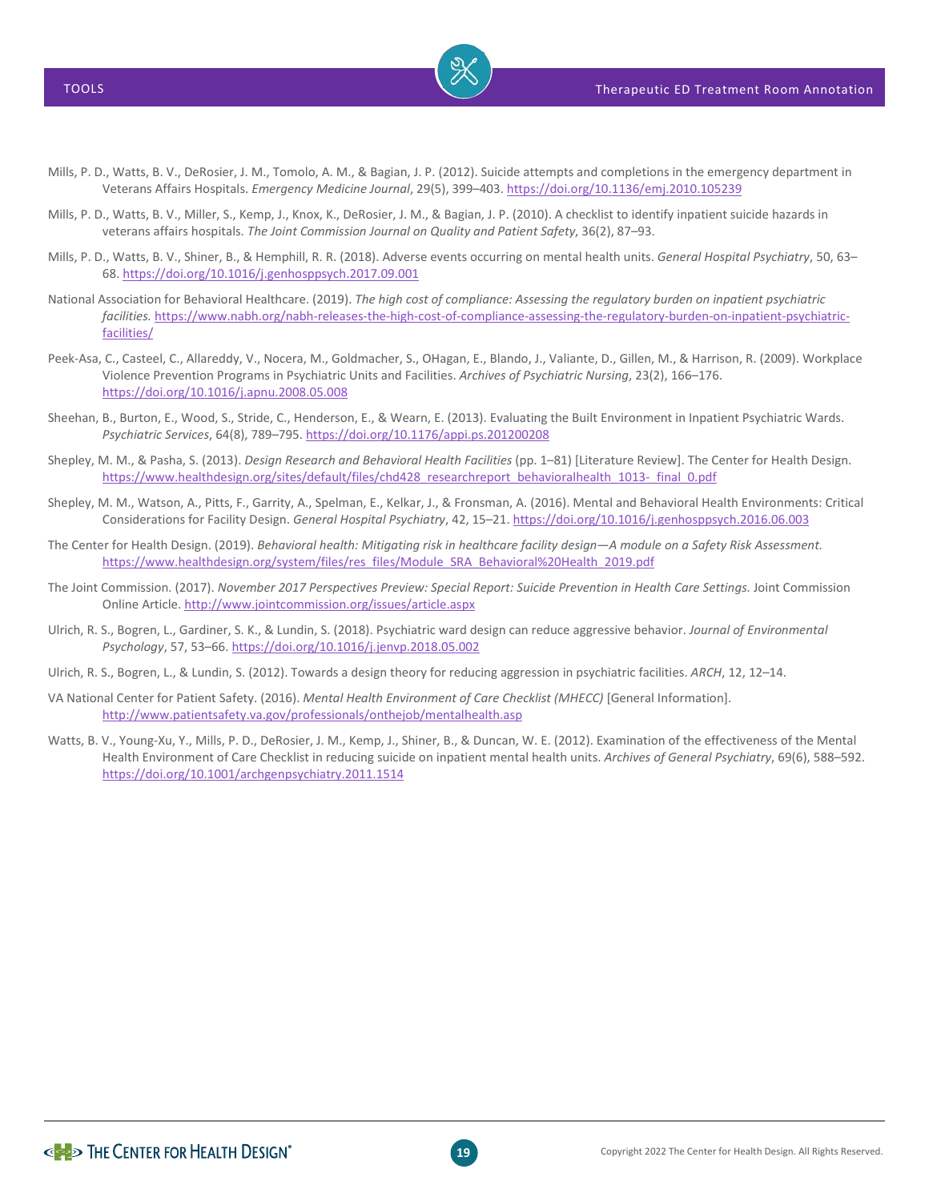Mills, P. D., Watts, B. V., DeRosier, J. M., Tomolo, A. M., & Bagian, J. P. (2012). Suicide attempts and completions in the emergency department in Veterans Affairs Hospitals. *Emergency Medicine Journal*, 29(5), 399–403. https://doi.org/10.1136/emj.2010.105239

Mills, P. D., Watts, B. V., Miller, S., Kemp, J., Knox, K., DeRosier, J. M., & Bagian, J. P. (2010). A checklist to identify inpatient suicide hazards in veterans affairs hospitals. *The Joint Commission Journal on Quality and Patient Safety*, 36(2), 87–93.

Mills, P. D., Watts, B. V., Shiner, B., & Hemphill, R. R. (2018). Adverse events occurring on mental health units. *General Hospital Psychiatry*, 50, 63–68. https://doi.org/10.1016/j.genhosppsych.2017.09.001

National Association for Behavioral Healthcare. (2019). *The high cost of compliance: Assessing the regulatory burden on inpatient psychiatric facilities.* https://www.nabh.org/nabh-releases-the-high-cost-of-compliance-assessing-the-regulatory-burden-on-inpatient-psychiatric-facilities/

Peek-Asa, C., Casteel, C., Allareddy, V., Nocera, M., Goldmacher, S., OHagan, E., Blando, J., Valiante, D., Gillen, M., & Harrison, R. (2009). Workplace Violence Prevention Programs in Psychiatric Units and Facilities. *Archives of Psychiatric Nursing*, 23(2), 166–176. https://doi.org/10.1016/j.apnu.2008.05.008

Sheehan, B., Burton, E., Wood, S., Stride, C., Henderson, E., & Wearn, E. (2013). Evaluating the Built Environment in Inpatient Psychiatric Wards. *Psychiatric Services*, 64(8), 789–795. https://doi.org/10.1176/appi.ps.201200208

Shepley, M. M., & Pasha, S. (2013). *Design Research and Behavioral Health Facilities* (pp. 1–81) [Literature Review]. The Center for Health Design. https://www.healthdesign.org/sites/default/files/chd428_researchreport_behavioralhealth_1013-_final_0.pdf

Shepley, M. M., Watson, A., Pitts, F., Garrity, A., Spelman, E., Kelkar, J., & Fronsman, A. (2016). Mental and Behavioral Health Environments: Critical Considerations for Facility Design. *General Hospital Psychiatry*, 42, 15–21. https://doi.org/10.1016/j.genhosppsych.2016.06.003

The Center for Health Design. (2019). *Behavioral health: Mitigating risk in healthcare facility design—A module on a Safety Risk Assessment.* https://www.healthdesign.org/system/files/res_files/Module_SRA_Behavioral%20Health_2019.pdf

The Joint Commission. (2017). *November 2017 Perspectives Preview: Special Report: Suicide Prevention in Health Care Settings.* Joint Commission Online Article. http://www.jointcommission.org/issues/article.aspx

Ulrich, R. S., Bogren, L., Gardiner, S. K., & Lundin, S. (2018). Psychiatric ward design can reduce aggressive behavior. *Journal of Environmental Psychology*, 57, 53–66. https://doi.org/10.1016/j.jenvp.2018.05.002

Ulrich, R. S., Bogren, L., & Lundin, S. (2012). Towards a design theory for reducing aggression in psychiatric facilities. *ARCH*, 12, 12–14.

VA National Center for Patient Safety. (2016). *Mental Health Environment of Care Checklist (MHECC)* [General Information]. http://www.patientsafety.va.gov/professionals/onthejob/mentalhealth.asp

Watts, B. V., Young-Xu, Y., Mills, P. D., DeRosier, J. M., Kemp, J., Shiner, B., & Duncan, W. E. (2012). Examination of the effectiveness of the Mental Health Environment of Care Checklist in reducing suicide on inpatient mental health units. *Archives of General Psychiatry*, 69(6), 588–592. https://doi.org/10.1001/archgenpsychiatry.2011.1514